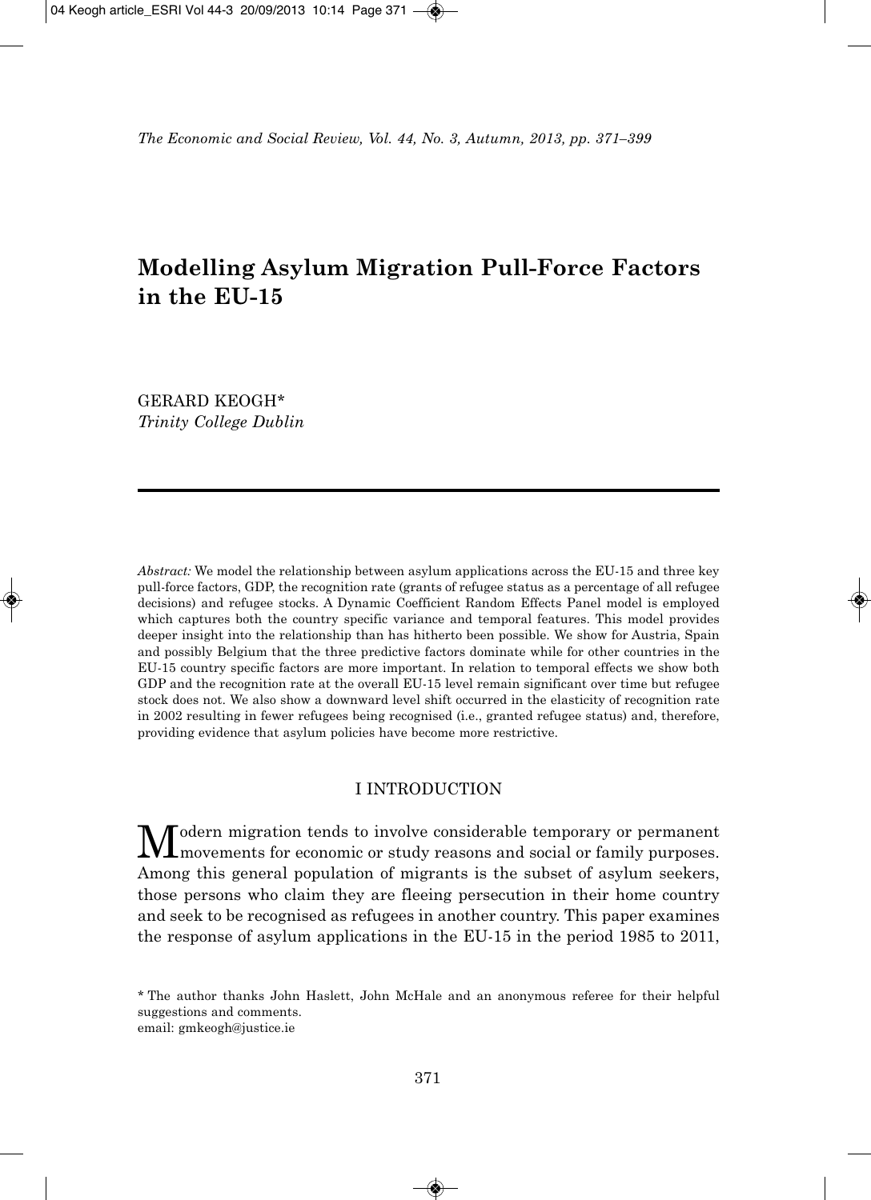# Modelling Asylum Migration Pull-Force Factors in the EU-15

GERARD KEOGH*
*Trinity College Dublin*

---

*Abstract:* We model the relationship between asylum applications across the EU-15 and three key pull-force factors, GDP, the recognition rate (grants of refugee status as a percentage of all refugee decisions) and refugee stocks. A Dynamic Coefficient Random Effects Panel model is employed which captures both the country specific variance and temporal features. This model provides deeper insight into the relationship than has hitherto been possible. We show for Austria, Spain and possibly Belgium that the three predictive factors dominate while for other countries in the EU-15 country specific factors are more important. In relation to temporal effects we show both GDP and the recognition rate at the overall EU-15 level remain significant over time but refugee stock does not. We also show a downward level shift occurred in the elasticity of recognition rate in 2002 resulting in fewer refugees being recognised (i.e., granted refugee status) and, therefore, providing evidence that asylum policies have become more restrictive.

## I INTRODUCTION

Modern migration tends to involve considerable temporary or permanent movements for economic or study reasons and social or family purposes. Among this general population of migrants is the subset of asylum seekers, those persons who claim they are fleeing persecution in their home country and seek to be recognised as refugees in another country. This paper examines the response of asylum applications in the EU-15 in the period 1985 to 2011,

---

\* The author thanks John Haslett, John McHale and an anonymous referee for their helpful suggestions and comments.
email: gmkeogh@justice.ie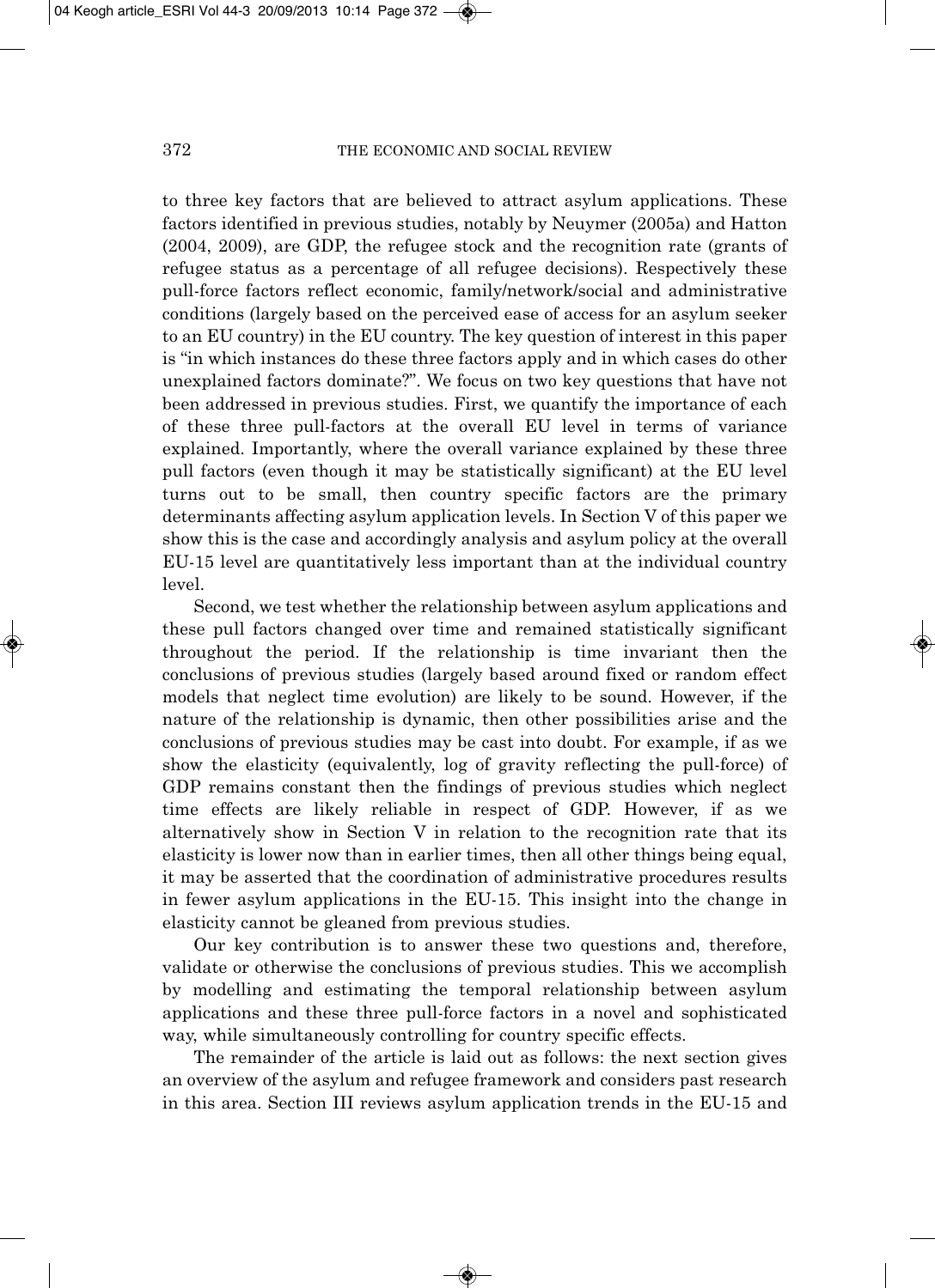to three key factors that are believed to attract asylum applications. These factors identified in previous studies, notably by Neuymer (2005a) and Hatton (2004, 2009), are GDP, the refugee stock and the recognition rate (grants of refugee status as a percentage of all refugee decisions). Respectively these pull-force factors reflect economic, family/network/social and administrative conditions (largely based on the perceived ease of access for an asylum seeker to an EU country) in the EU country. The key question of interest in this paper is "in which instances do these three factors apply and in which cases do other unexplained factors dominate?". We focus on two key questions that have not been addressed in previous studies. First, we quantify the importance of each of these three pull-factors at the overall EU level in terms of variance explained. Importantly, where the overall variance explained by these three pull factors (even though it may be statistically significant) at the EU level turns out to be small, then country specific factors are the primary determinants affecting asylum application levels. In Section V of this paper we show this is the case and accordingly analysis and asylum policy at the overall EU-15 level are quantitatively less important than at the individual country level.

Second, we test whether the relationship between asylum applications and these pull factors changed over time and remained statistically significant throughout the period. If the relationship is time invariant then the conclusions of previous studies (largely based around fixed or random effect models that neglect time evolution) are likely to be sound. However, if the nature of the relationship is dynamic, then other possibilities arise and the conclusions of previous studies may be cast into doubt. For example, if as we show the elasticity (equivalently, log of gravity reflecting the pull-force) of GDP remains constant then the findings of previous studies which neglect time effects are likely reliable in respect of GDP. However, if as we alternatively show in Section V in relation to the recognition rate that its elasticity is lower now than in earlier times, then all other things being equal, it may be asserted that the coordination of administrative procedures results in fewer asylum applications in the EU-15. This insight into the change in elasticity cannot be gleaned from previous studies.

Our key contribution is to answer these two questions and, therefore, validate or otherwise the conclusions of previous studies. This we accomplish by modelling and estimating the temporal relationship between asylum applications and these three pull-force factors in a novel and sophisticated way, while simultaneously controlling for country specific effects.

The remainder of the article is laid out as follows: the next section gives an overview of the asylum and refugee framework and considers past research in this area. Section III reviews asylum application trends in the EU-15 and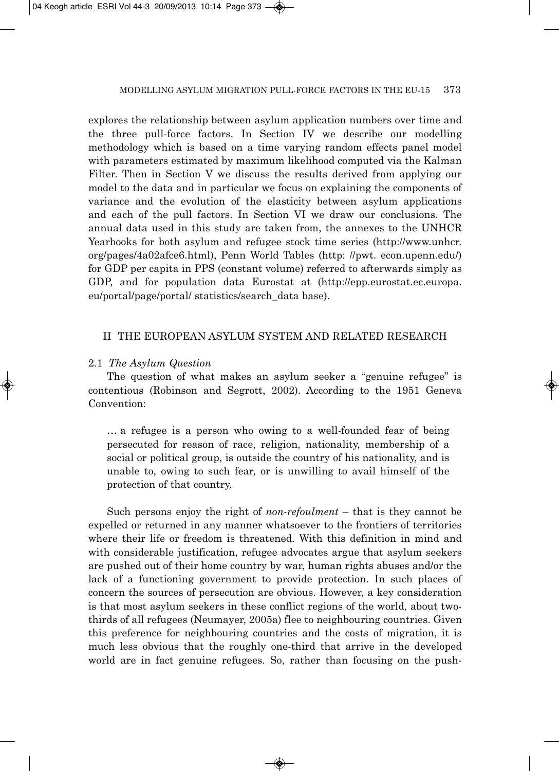explores the relationship between asylum application numbers over time and the three pull-force factors. In Section IV we describe our modelling methodology which is based on a time varying random effects panel model with parameters estimated by maximum likelihood computed via the Kalman Filter. Then in Section V we discuss the results derived from applying our model to the data and in particular we focus on explaining the components of variance and the evolution of the elasticity between asylum applications and each of the pull factors. In Section VI we draw our conclusions. The annual data used in this study are taken from, the annexes to the UNHCR Yearbooks for both asylum and refugee stock time series (http://www.unhcr.org/pages/4a02afce6.html), Penn World Tables (http: //pwt. econ.upenn.edu/) for GDP per capita in PPS (constant volume) referred to afterwards simply as GDP, and for population data Eurostat at (http://epp.eurostat.ec.europa.eu/portal/page/portal/ statistics/search_data base).

## II THE EUROPEAN ASYLUM SYSTEM AND RELATED RESEARCH

### 2.1 *The Asylum Question*

The question of what makes an asylum seeker a "genuine refugee" is contentious (Robinson and Segrott, 2002). According to the 1951 Geneva Convention:

> … a refugee is a person who owing to a well-founded fear of being persecuted for reason of race, religion, nationality, membership of a social or political group, is outside the country of his nationality, and is unable to, owing to such fear, or is unwilling to avail himself of the protection of that country.

Such persons enjoy the right of *non-refoulment* – that is they cannot be expelled or returned in any manner whatsoever to the frontiers of territories where their life or freedom is threatened. With this definition in mind and with considerable justification, refugee advocates argue that asylum seekers are pushed out of their home country by war, human rights abuses and/or the lack of a functioning government to provide protection. In such places of concern the sources of persecution are obvious. However, a key consideration is that most asylum seekers in these conflict regions of the world, about two-thirds of all refugees (Neumayer, 2005a) flee to neighbouring countries. Given this preference for neighbouring countries and the costs of migration, it is much less obvious that the roughly one-third that arrive in the developed world are in fact genuine refugees. So, rather than focusing on the push-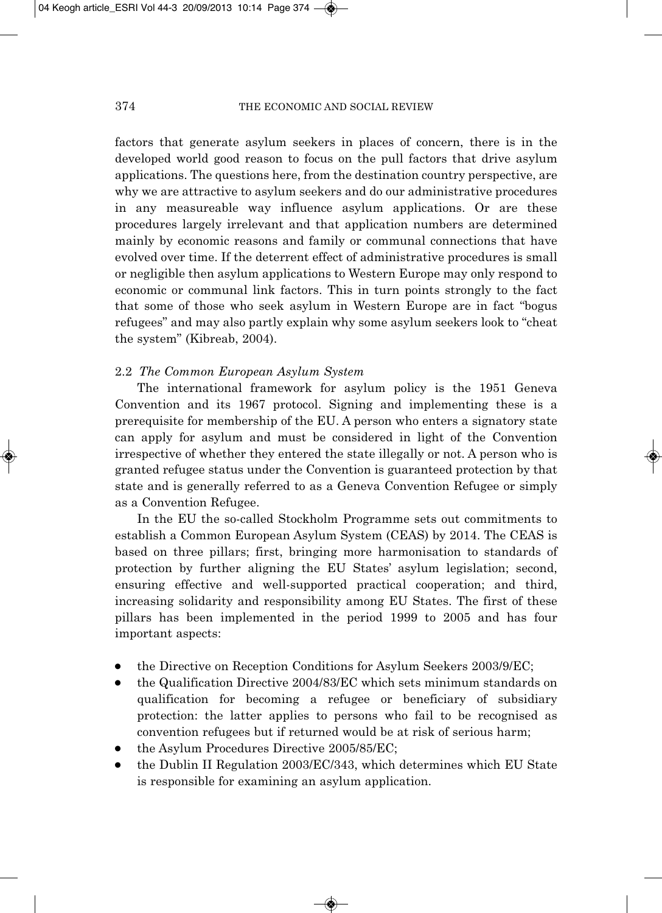factors that generate asylum seekers in places of concern, there is in the developed world good reason to focus on the pull factors that drive asylum applications. The questions here, from the destination country perspective, are why we are attractive to asylum seekers and do our administrative procedures in any measureable way influence asylum applications. Or are these procedures largely irrelevant and that application numbers are determined mainly by economic reasons and family or communal connections that have evolved over time. If the deterrent effect of administrative procedures is small or negligible then asylum applications to Western Europe may only respond to economic or communal link factors. This in turn points strongly to the fact that some of those who seek asylum in Western Europe are in fact "bogus refugees" and may also partly explain why some asylum seekers look to "cheat the system" (Kibreab, 2004).

### 2.2 *The Common European Asylum System*

The international framework for asylum policy is the 1951 Geneva Convention and its 1967 protocol. Signing and implementing these is a prerequisite for membership of the EU. A person who enters a signatory state can apply for asylum and must be considered in light of the Convention irrespective of whether they entered the state illegally or not. A person who is granted refugee status under the Convention is guaranteed protection by that state and is generally referred to as a Geneva Convention Refugee or simply as a Convention Refugee.

In the EU the so-called Stockholm Programme sets out commitments to establish a Common European Asylum System (CEAS) by 2014. The CEAS is based on three pillars; first, bringing more harmonisation to standards of protection by further aligning the EU States' asylum legislation; second, ensuring effective and well-supported practical cooperation; and third, increasing solidarity and responsibility among EU States. The first of these pillars has been implemented in the period 1999 to 2005 and has four important aspects:

- the Directive on Reception Conditions for Asylum Seekers 2003/9/EC;
- the Qualification Directive 2004/83/EC which sets minimum standards on qualification for becoming a refugee or beneficiary of subsidiary protection: the latter applies to persons who fail to be recognised as convention refugees but if returned would be at risk of serious harm;
- the Asylum Procedures Directive 2005/85/EC;
- the Dublin II Regulation 2003/EC/343, which determines which EU State is responsible for examining an asylum application.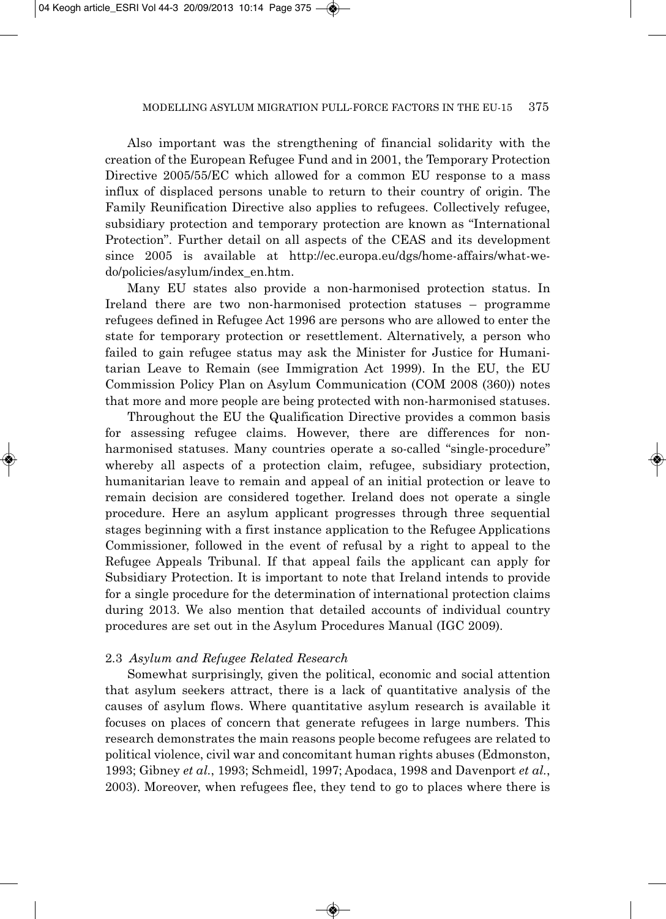Also important was the strengthening of financial solidarity with the creation of the European Refugee Fund and in 2001, the Temporary Protection Directive 2005/55/EC which allowed for a common EU response to a mass influx of displaced persons unable to return to their country of origin. The Family Reunification Directive also applies to refugees. Collectively refugee, subsidiary protection and temporary protection are known as "International Protection". Further detail on all aspects of the CEAS and its development since 2005 is available at http://ec.europa.eu/dgs/home-affairs/what-we-do/policies/asylum/index_en.htm.

Many EU states also provide a non-harmonised protection status. In Ireland there are two non-harmonised protection statuses – programme refugees defined in Refugee Act 1996 are persons who are allowed to enter the state for temporary protection or resettlement. Alternatively, a person who failed to gain refugee status may ask the Minister for Justice for Humanitarian Leave to Remain (see Immigration Act 1999). In the EU, the EU Commission Policy Plan on Asylum Communication (COM 2008 (360)) notes that more and more people are being protected with non-harmonised statuses.

Throughout the EU the Qualification Directive provides a common basis for assessing refugee claims. However, there are differences for non-harmonised statuses. Many countries operate a so-called "single-procedure" whereby all aspects of a protection claim, refugee, subsidiary protection, humanitarian leave to remain and appeal of an initial protection or leave to remain decision are considered together. Ireland does not operate a single procedure. Here an asylum applicant progresses through three sequential stages beginning with a first instance application to the Refugee Applications Commissioner, followed in the event of refusal by a right to appeal to the Refugee Appeals Tribunal. If that appeal fails the applicant can apply for Subsidiary Protection. It is important to note that Ireland intends to provide for a single procedure for the determination of international protection claims during 2013. We also mention that detailed accounts of individual country procedures are set out in the Asylum Procedures Manual (IGC 2009).

### 2.3 *Asylum and Refugee Related Research*

Somewhat surprisingly, given the political, economic and social attention that asylum seekers attract, there is a lack of quantitative analysis of the causes of asylum flows. Where quantitative asylum research is available it focuses on places of concern that generate refugees in large numbers. This research demonstrates the main reasons people become refugees are related to political violence, civil war and concomitant human rights abuses (Edmonston, 1993; Gibney *et al.*, 1993; Schmeidl, 1997; Apodaca, 1998 and Davenport *et al.*, 2003). Moreover, when refugees flee, they tend to go to places where there is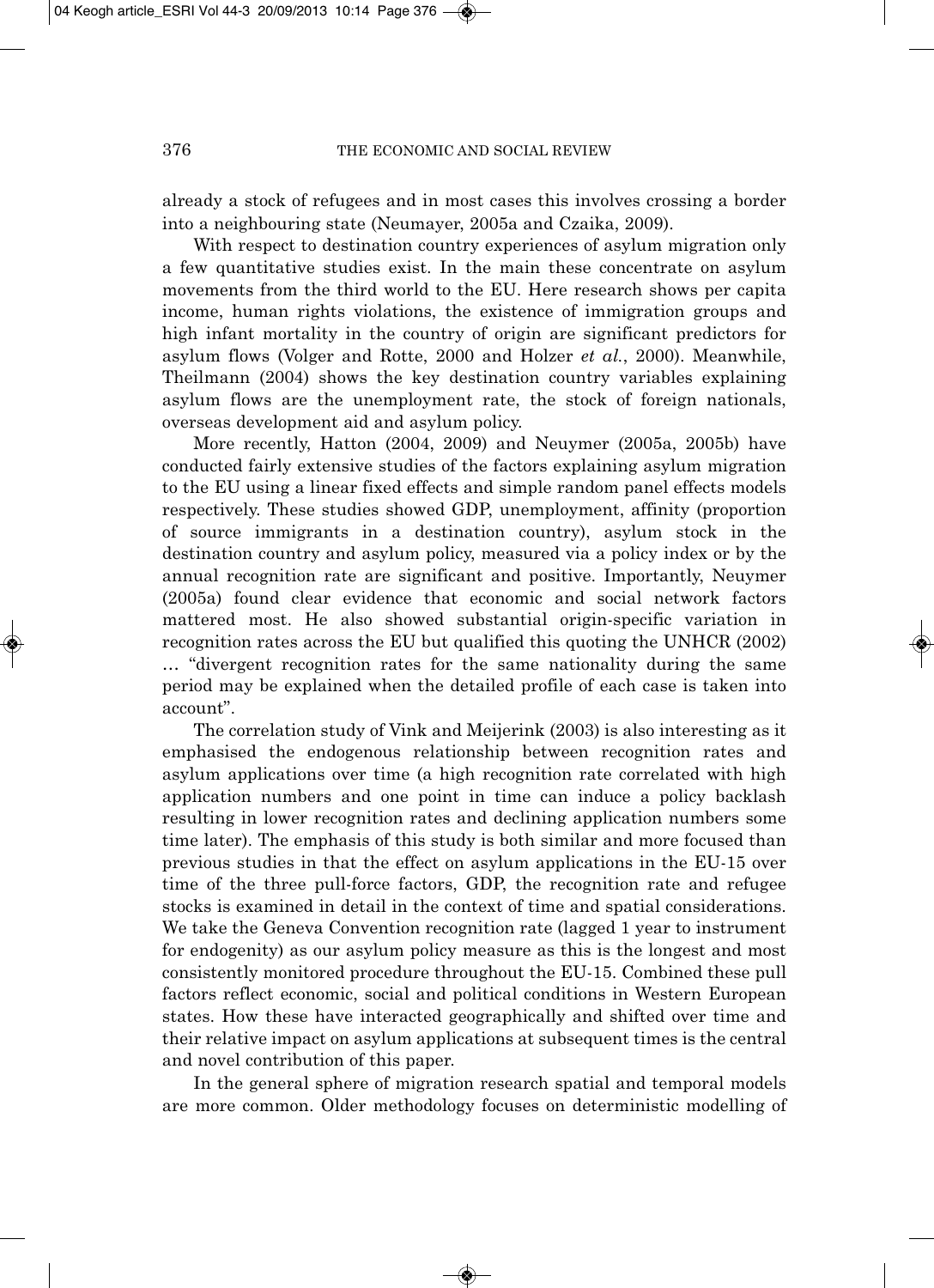already a stock of refugees and in most cases this involves crossing a border into a neighbouring state (Neumayer, 2005a and Czaika, 2009).

With respect to destination country experiences of asylum migration only a few quantitative studies exist. In the main these concentrate on asylum movements from the third world to the EU. Here research shows per capita income, human rights violations, the existence of immigration groups and high infant mortality in the country of origin are significant predictors for asylum flows (Volger and Rotte, 2000 and Holzer *et al.*, 2000). Meanwhile, Theilmann (2004) shows the key destination country variables explaining asylum flows are the unemployment rate, the stock of foreign nationals, overseas development aid and asylum policy.

More recently, Hatton (2004, 2009) and Neuymer (2005a, 2005b) have conducted fairly extensive studies of the factors explaining asylum migration to the EU using a linear fixed effects and simple random panel effects models respectively. These studies showed GDP, unemployment, affinity (proportion of source immigrants in a destination country), asylum stock in the destination country and asylum policy, measured via a policy index or by the annual recognition rate are significant and positive. Importantly, Neuymer (2005a) found clear evidence that economic and social network factors mattered most. He also showed substantial origin-specific variation in recognition rates across the EU but qualified this quoting the UNHCR (2002) … "divergent recognition rates for the same nationality during the same period may be explained when the detailed profile of each case is taken into account".

The correlation study of Vink and Meijerink (2003) is also interesting as it emphasised the endogenous relationship between recognition rates and asylum applications over time (a high recognition rate correlated with high application numbers and one point in time can induce a policy backlash resulting in lower recognition rates and declining application numbers some time later). The emphasis of this study is both similar and more focused than previous studies in that the effect on asylum applications in the EU-15 over time of the three pull-force factors, GDP, the recognition rate and refugee stocks is examined in detail in the context of time and spatial considerations. We take the Geneva Convention recognition rate (lagged 1 year to instrument for endogenity) as our asylum policy measure as this is the longest and most consistently monitored procedure throughout the EU-15. Combined these pull factors reflect economic, social and political conditions in Western European states. How these have interacted geographically and shifted over time and their relative impact on asylum applications at subsequent times is the central and novel contribution of this paper.

In the general sphere of migration research spatial and temporal models are more common. Older methodology focuses on deterministic modelling of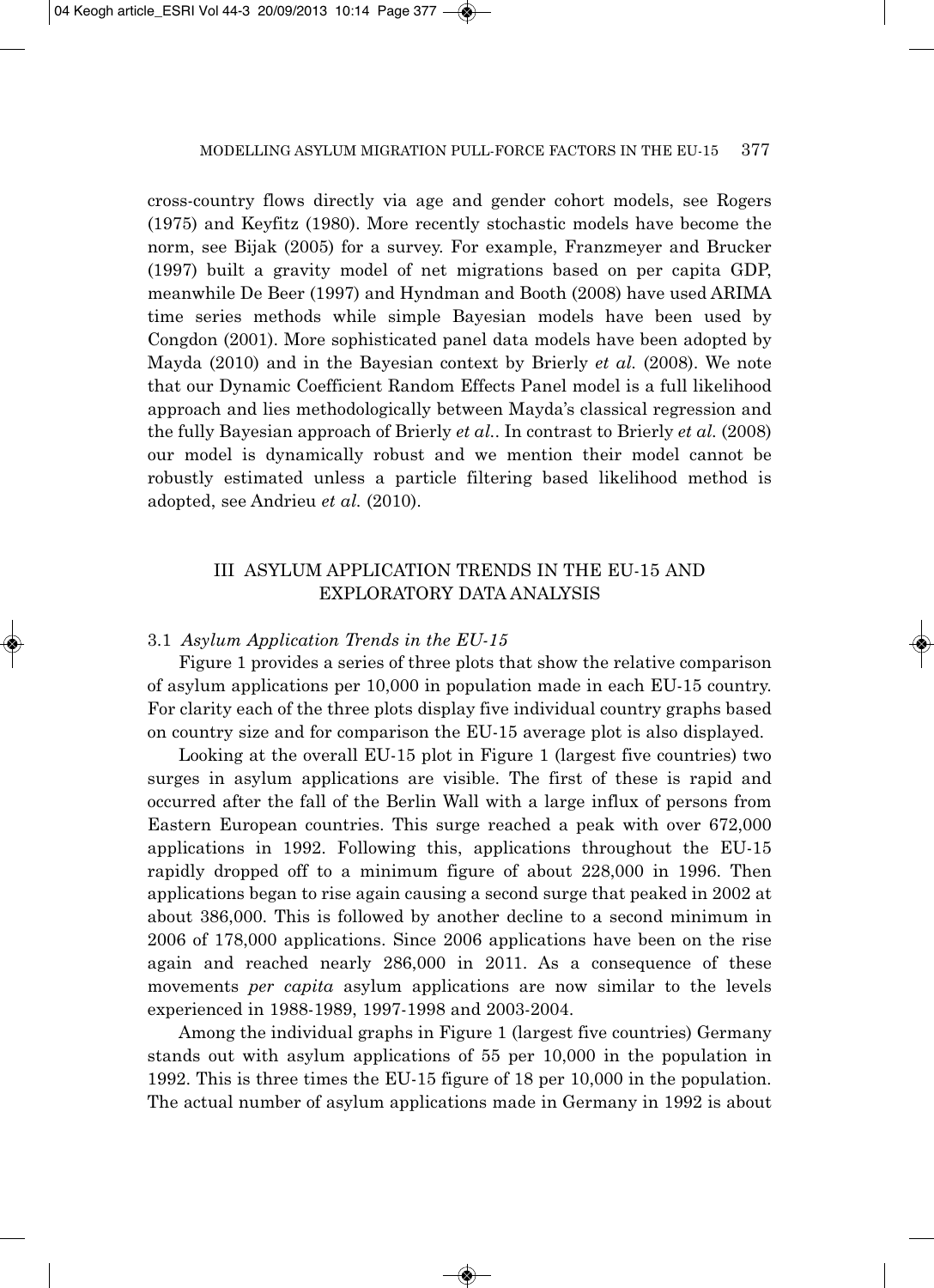cross-country flows directly via age and gender cohort models, see Rogers (1975) and Keyfitz (1980). More recently stochastic models have become the norm, see Bijak (2005) for a survey. For example, Franzmeyer and Brucker (1997) built a gravity model of net migrations based on per capita GDP, meanwhile De Beer (1997) and Hyndman and Booth (2008) have used ARIMA time series methods while simple Bayesian models have been used by Congdon (2001). More sophisticated panel data models have been adopted by Mayda (2010) and in the Bayesian context by Brierly *et al.* (2008). We note that our Dynamic Coefficient Random Effects Panel model is a full likelihood approach and lies methodologically between Mayda's classical regression and the fully Bayesian approach of Brierly *et al.*. In contrast to Brierly *et al.* (2008) our model is dynamically robust and we mention their model cannot be robustly estimated unless a particle filtering based likelihood method is adopted, see Andrieu *et al.* (2010).

## III ASYLUM APPLICATION TRENDS IN THE EU-15 AND EXPLORATORY DATA ANALYSIS

### 3.1 *Asylum Application Trends in the EU-15*

Figure 1 provides a series of three plots that show the relative comparison of asylum applications per 10,000 in population made in each EU-15 country. For clarity each of the three plots display five individual country graphs based on country size and for comparison the EU-15 average plot is also displayed.

Looking at the overall EU-15 plot in Figure 1 (largest five countries) two surges in asylum applications are visible. The first of these is rapid and occurred after the fall of the Berlin Wall with a large influx of persons from Eastern European countries. This surge reached a peak with over 672,000 applications in 1992. Following this, applications throughout the EU-15 rapidly dropped off to a minimum figure of about 228,000 in 1996. Then applications began to rise again causing a second surge that peaked in 2002 at about 386,000. This is followed by another decline to a second minimum in 2006 of 178,000 applications. Since 2006 applications have been on the rise again and reached nearly 286,000 in 2011. As a consequence of these movements *per capita* asylum applications are now similar to the levels experienced in 1988-1989, 1997-1998 and 2003-2004.

Among the individual graphs in Figure 1 (largest five countries) Germany stands out with asylum applications of 55 per 10,000 in the population in 1992. This is three times the EU-15 figure of 18 per 10,000 in the population. The actual number of asylum applications made in Germany in 1992 is about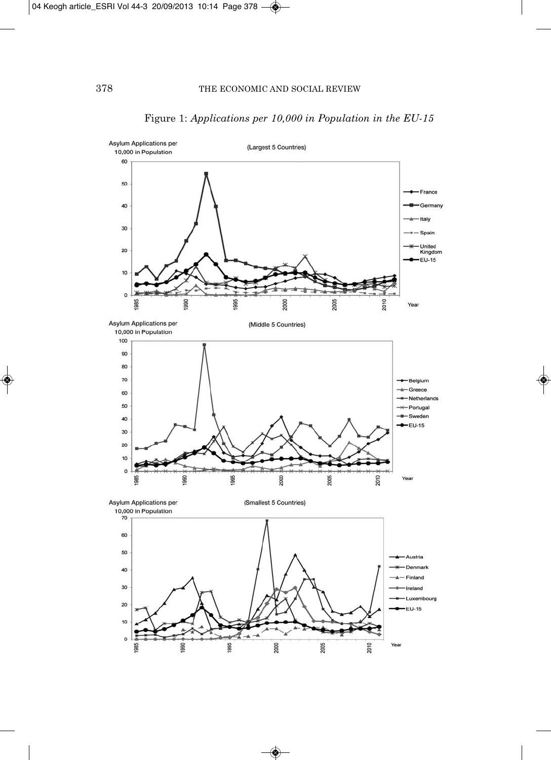Figure 1: *Applications per 10,000 in Population in the EU-15*

Asylum Applications per 10,000 in Population

(Largest 5 Countries)

France, Germany, Italy, Spain, United Kingdom, EU-15

Year

Asylum Applications per 10,000 in Population

(Middle 5 Countries)

Belgium, Greece, Netherlands, Portugal, Sweden, EU-15

Year

Asylum Applications per 10,000 in Population

(Smallest 5 Countries)

Austria, Denmark, Finland, Ireland, Luxembourg, EU-15

Year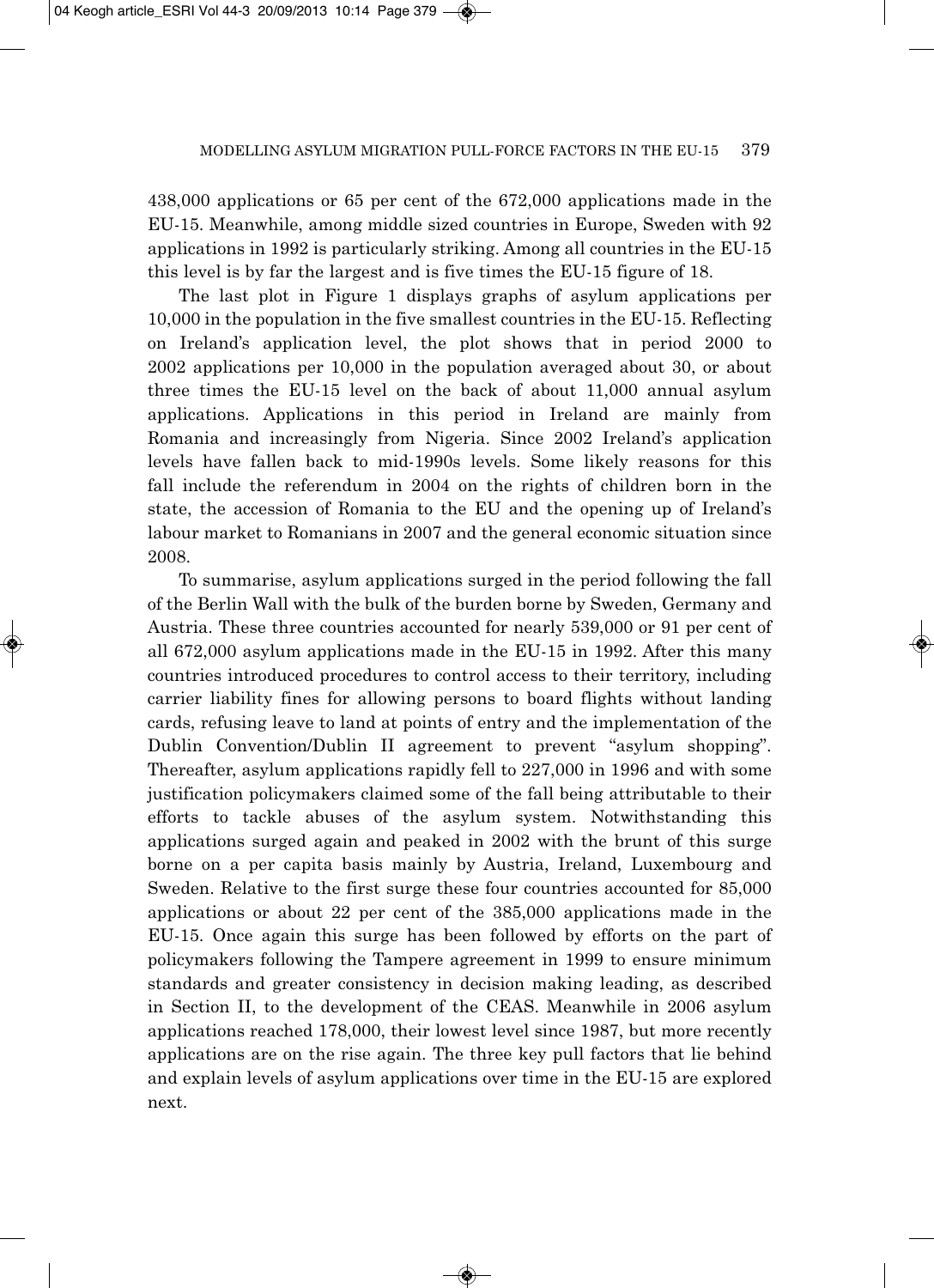438,000 applications or 65 per cent of the 672,000 applications made in the EU-15. Meanwhile, among middle sized countries in Europe, Sweden with 92 applications in 1992 is particularly striking. Among all countries in the EU-15 this level is by far the largest and is five times the EU-15 figure of 18.

The last plot in Figure 1 displays graphs of asylum applications per 10,000 in the population in the five smallest countries in the EU-15. Reflecting on Ireland's application level, the plot shows that in period 2000 to 2002 applications per 10,000 in the population averaged about 30, or about three times the EU-15 level on the back of about 11,000 annual asylum applications. Applications in this period in Ireland are mainly from Romania and increasingly from Nigeria. Since 2002 Ireland's application levels have fallen back to mid-1990s levels. Some likely reasons for this fall include the referendum in 2004 on the rights of children born in the state, the accession of Romania to the EU and the opening up of Ireland's labour market to Romanians in 2007 and the general economic situation since 2008.

To summarise, asylum applications surged in the period following the fall of the Berlin Wall with the bulk of the burden borne by Sweden, Germany and Austria. These three countries accounted for nearly 539,000 or 91 per cent of all 672,000 asylum applications made in the EU-15 in 1992. After this many countries introduced procedures to control access to their territory, including carrier liability fines for allowing persons to board flights without landing cards, refusing leave to land at points of entry and the implementation of the Dublin Convention/Dublin II agreement to prevent "asylum shopping". Thereafter, asylum applications rapidly fell to 227,000 in 1996 and with some justification policymakers claimed some of the fall being attributable to their efforts to tackle abuses of the asylum system. Notwithstanding this applications surged again and peaked in 2002 with the brunt of this surge borne on a per capita basis mainly by Austria, Ireland, Luxembourg and Sweden. Relative to the first surge these four countries accounted for 85,000 applications or about 22 per cent of the 385,000 applications made in the EU-15. Once again this surge has been followed by efforts on the part of policymakers following the Tampere agreement in 1999 to ensure minimum standards and greater consistency in decision making leading, as described in Section II, to the development of the CEAS. Meanwhile in 2006 asylum applications reached 178,000, their lowest level since 1987, but more recently applications are on the rise again. The three key pull factors that lie behind and explain levels of asylum applications over time in the EU-15 are explored next.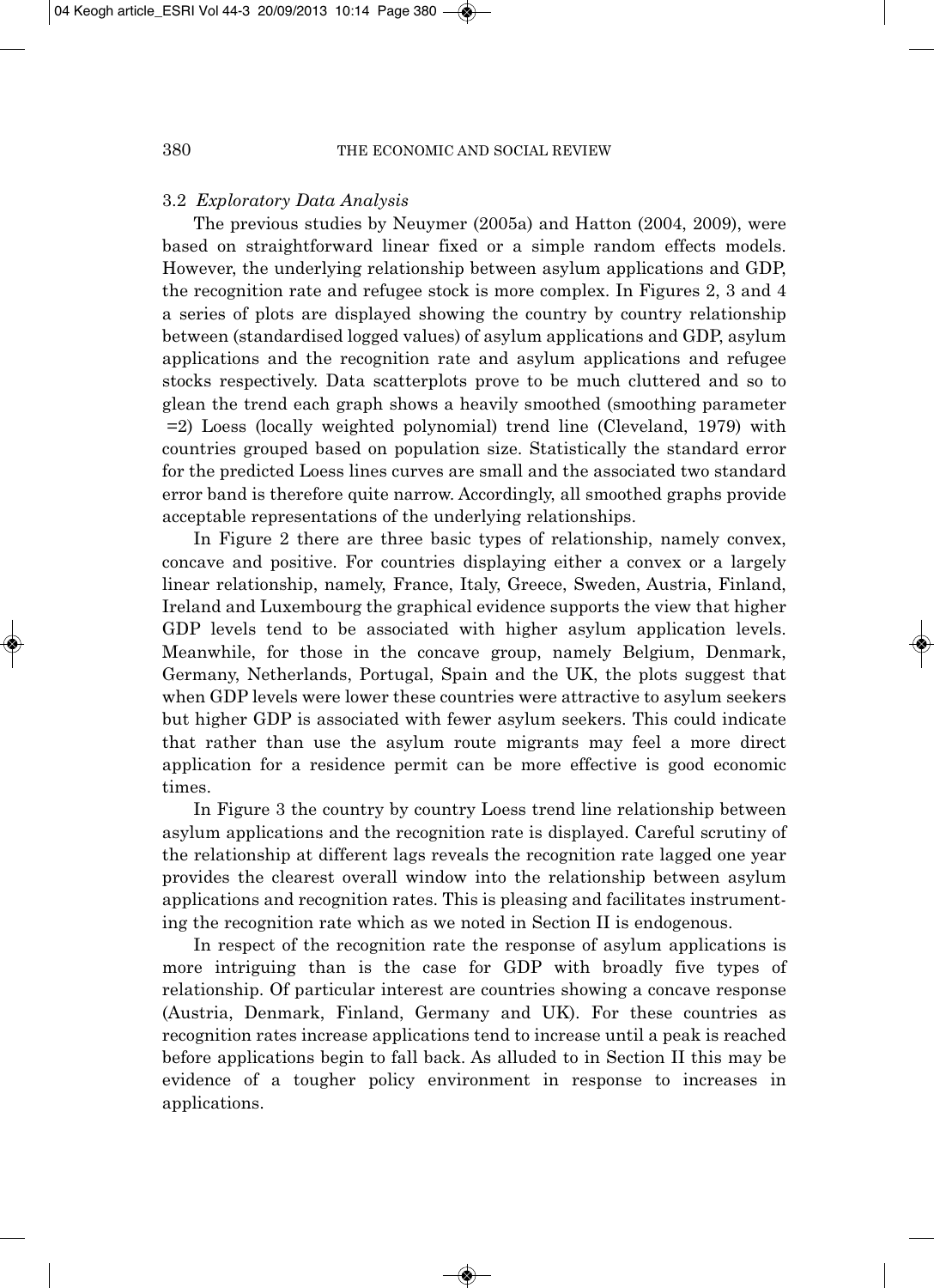### 3.2 *Exploratory Data Analysis*

The previous studies by Neuymer (2005a) and Hatton (2004, 2009), were based on straightforward linear fixed or a simple random effects models. However, the underlying relationship between asylum applications and GDP, the recognition rate and refugee stock is more complex. In Figures 2, 3 and 4 a series of plots are displayed showing the country by country relationship between (standardised logged values) of asylum applications and GDP, asylum applications and the recognition rate and asylum applications and refugee stocks respectively. Data scatterplots prove to be much cluttered and so to glean the trend each graph shows a heavily smoothed (smoothing parameter =2) Loess (locally weighted polynomial) trend line (Cleveland, 1979) with countries grouped based on population size. Statistically the standard error for the predicted Loess lines curves are small and the associated two standard error band is therefore quite narrow. Accordingly, all smoothed graphs provide acceptable representations of the underlying relationships.

In Figure 2 there are three basic types of relationship, namely convex, concave and positive. For countries displaying either a convex or a largely linear relationship, namely, France, Italy, Greece, Sweden, Austria, Finland, Ireland and Luxembourg the graphical evidence supports the view that higher GDP levels tend to be associated with higher asylum application levels. Meanwhile, for those in the concave group, namely Belgium, Denmark, Germany, Netherlands, Portugal, Spain and the UK, the plots suggest that when GDP levels were lower these countries were attractive to asylum seekers but higher GDP is associated with fewer asylum seekers. This could indicate that rather than use the asylum route migrants may feel a more direct application for a residence permit can be more effective is good economic times.

In Figure 3 the country by country Loess trend line relationship between asylum applications and the recognition rate is displayed. Careful scrutiny of the relationship at different lags reveals the recognition rate lagged one year provides the clearest overall window into the relationship between asylum applications and recognition rates. This is pleasing and facilitates instrumenting the recognition rate which as we noted in Section II is endogenous.

In respect of the recognition rate the response of asylum applications is more intriguing than is the case for GDP with broadly five types of relationship. Of particular interest are countries showing a concave response (Austria, Denmark, Finland, Germany and UK). For these countries as recognition rates increase applications tend to increase until a peak is reached before applications begin to fall back. As alluded to in Section II this may be evidence of a tougher policy environment in response to increases in applications.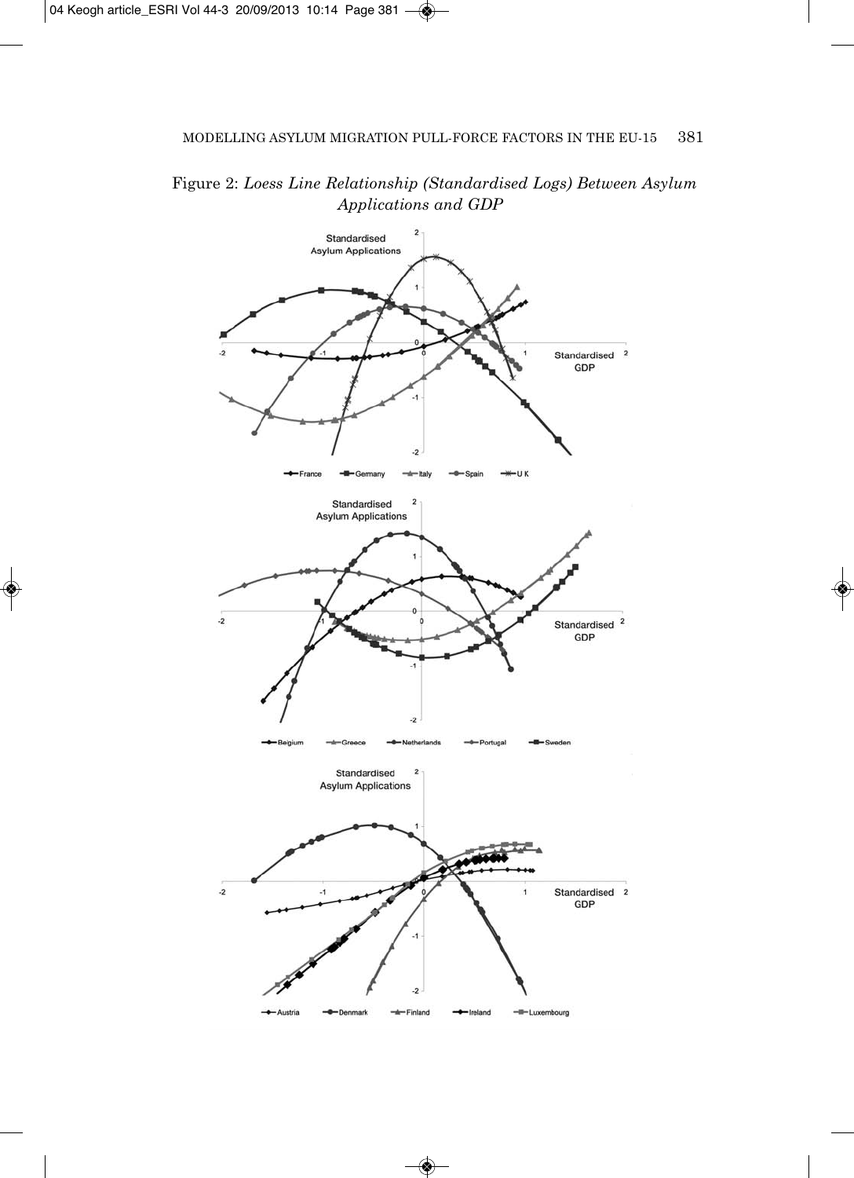Figure 2: *Loess Line Relationship (Standardised Logs) Between Asylum Applications and GDP*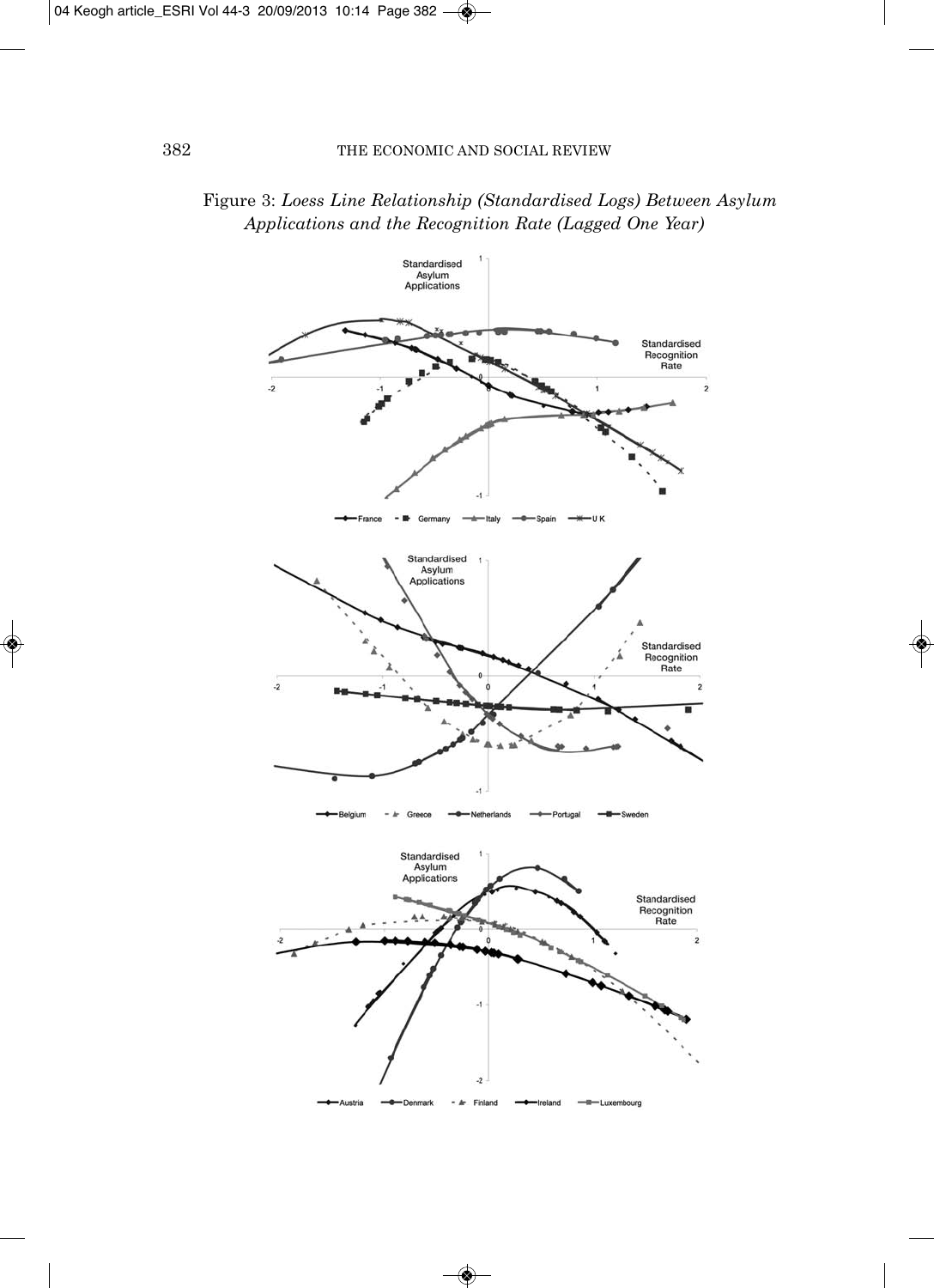Figure 3: *Loess Line Relationship (Standardised Logs) Between Asylum Applications and the Recognition Rate (Lagged One Year)*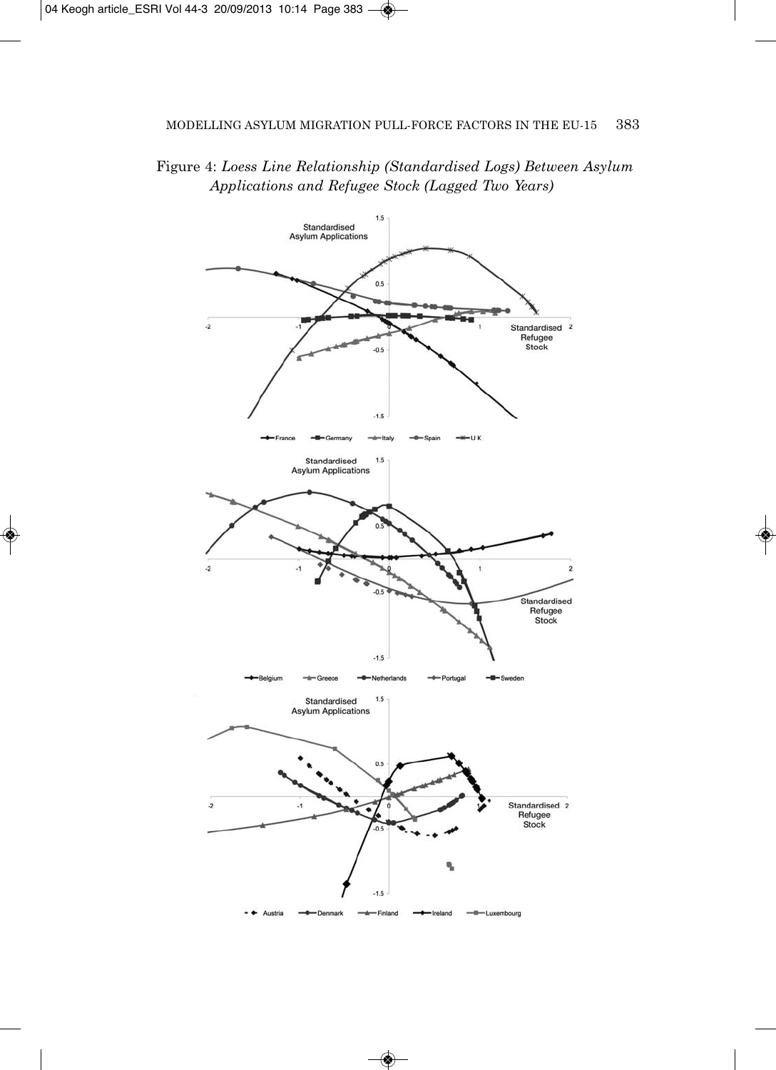Figure 4: *Loess Line Relationship (Standardised Logs) Between Asylum Applications and Refugee Stock (Lagged Two Years)*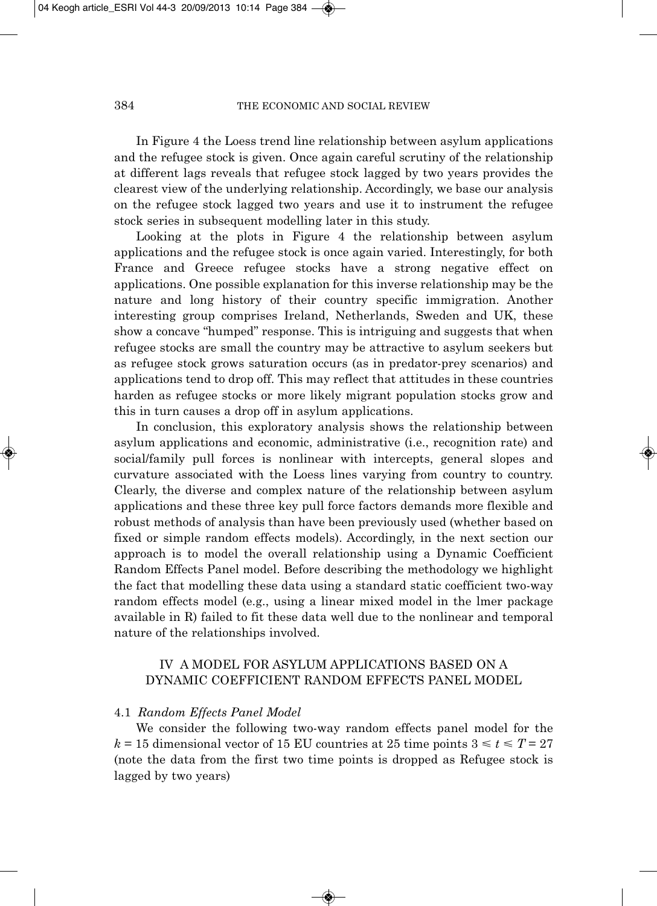In Figure 4 the Loess trend line relationship between asylum applications and the refugee stock is given. Once again careful scrutiny of the relationship at different lags reveals that refugee stock lagged by two years provides the clearest view of the underlying relationship. Accordingly, we base our analysis on the refugee stock lagged two years and use it to instrument the refugee stock series in subsequent modelling later in this study.

Looking at the plots in Figure 4 the relationship between asylum applications and the refugee stock is once again varied. Interestingly, for both France and Greece refugee stocks have a strong negative effect on applications. One possible explanation for this inverse relationship may be the nature and long history of their country specific immigration. Another interesting group comprises Ireland, Netherlands, Sweden and UK, these show a concave "humped" response. This is intriguing and suggests that when refugee stocks are small the country may be attractive to asylum seekers but as refugee stock grows saturation occurs (as in predator-prey scenarios) and applications tend to drop off. This may reflect that attitudes in these countries harden as refugee stocks or more likely migrant population stocks grow and this in turn causes a drop off in asylum applications.

In conclusion, this exploratory analysis shows the relationship between asylum applications and economic, administrative (i.e., recognition rate) and social/family pull forces is nonlinear with intercepts, general slopes and curvature associated with the Loess lines varying from country to country. Clearly, the diverse and complex nature of the relationship between asylum applications and these three key pull force factors demands more flexible and robust methods of analysis than have been previously used (whether based on fixed or simple random effects models). Accordingly, in the next section our approach is to model the overall relationship using a Dynamic Coefficient Random Effects Panel model. Before describing the methodology we highlight the fact that modelling these data using a standard static coefficient two-way random effects model (e.g., using a linear mixed model in the lmer package available in R) failed to fit these data well due to the nonlinear and temporal nature of the relationships involved.

## IV A MODEL FOR ASYLUM APPLICATIONS BASED ON A DYNAMIC COEFFICIENT RANDOM EFFECTS PANEL MODEL

### 4.1 *Random Effects Panel Model*

We consider the following two-way random effects panel model for the $k = 15$ dimensional vector of 15 EU countries at 25 time points $3 \leq t \leq T = 27$ (note the data from the first two time points is dropped as Refugee stock is lagged by two years)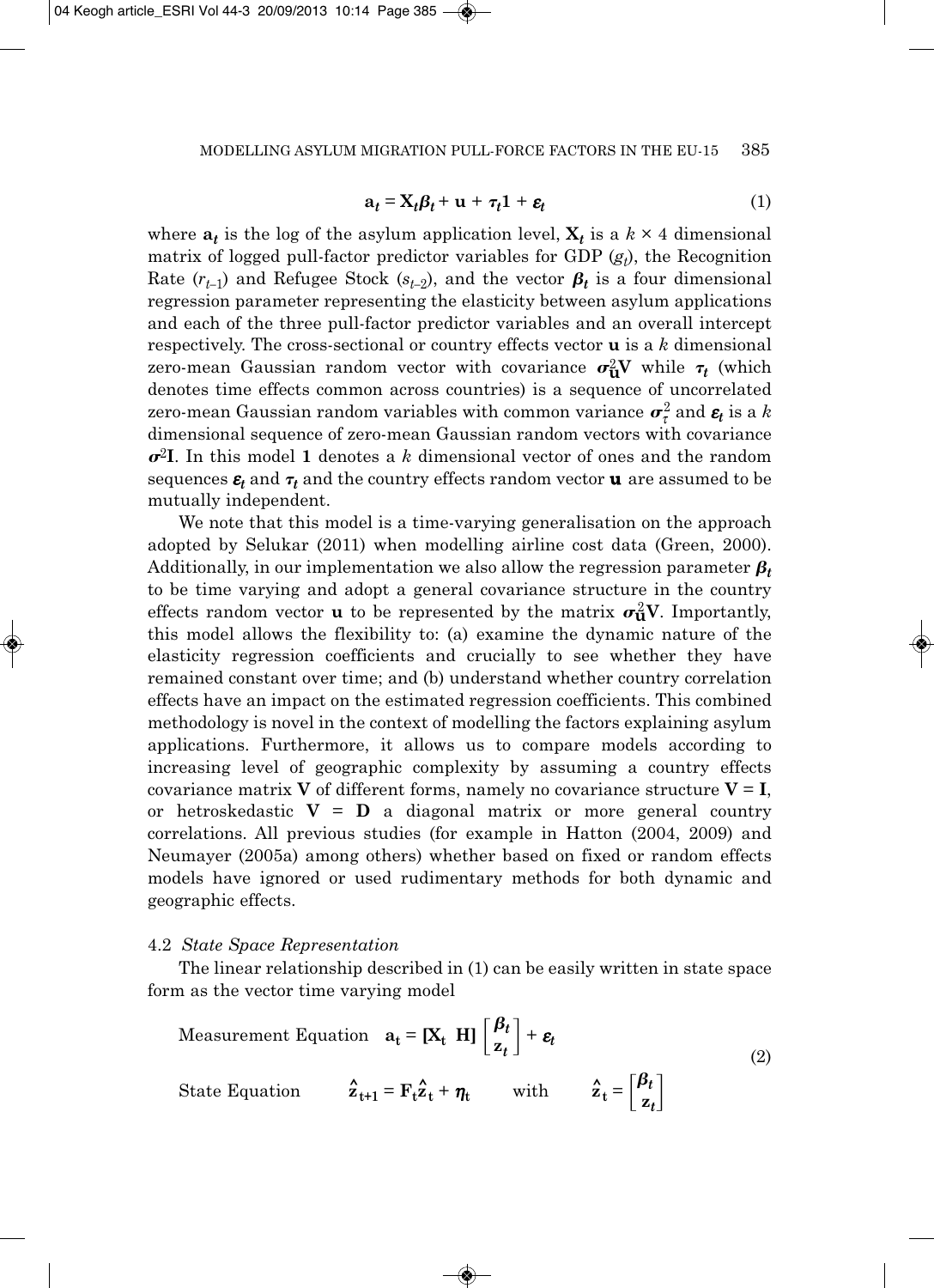$$\mathbf{a}_t = \mathbf{X}_t \boldsymbol{\beta}_t + \mathbf{u} + \tau_t \mathbf{1} + \boldsymbol{\varepsilon}_t \tag{1}$$

where $\mathbf{a}_t$ is the log of the asylum application level, $\mathbf{X}_t$ is a $k \times 4$ dimensional matrix of logged pull-factor predictor variables for GDP ($g_t$), the Recognition Rate ($r_{t-1}$) and Refugee Stock ($s_{t-2}$), and the vector $\boldsymbol{\beta}_t$ is a four dimensional regression parameter representing the elasticity between asylum applications and each of the three pull-factor predictor variables and an overall intercept respectively. The cross-sectional or country effects vector $\mathbf{u}$ is a $k$ dimensional zero-mean Gaussian random vector with covariance $\sigma_{\mathbf{u}}^2 \mathbf{V}$ while $\tau_t$ (which denotes time effects common across countries) is a sequence of uncorrelated zero-mean Gaussian random variables with common variance $\sigma_\tau^2$ and $\boldsymbol{\varepsilon}_t$ is a $k$ dimensional sequence of zero-mean Gaussian random vectors with covariance $\sigma^2 \mathbf{I}$. In this model $\mathbf{1}$ denotes a $k$ dimensional vector of ones and the random sequences $\boldsymbol{\varepsilon}_t$ and $\tau_t$ and the country effects random vector $\mathbf{u}$ are assumed to be mutually independent.

We note that this model is a time-varying generalisation on the approach adopted by Selukar (2011) when modelling airline cost data (Green, 2000). Additionally, in our implementation we also allow the regression parameter $\boldsymbol{\beta}_t$ to be time varying and adopt a general covariance structure in the country effects random vector $\mathbf{u}$ to be represented by the matrix $\sigma_{\mathbf{u}}^2 \mathbf{V}$. Importantly, this model allows the flexibility to: (a) examine the dynamic nature of the elasticity regression coefficients and crucially to see whether they have remained constant over time; and (b) understand whether country correlation effects have an impact on the estimated regression coefficients. This combined methodology is novel in the context of modelling the factors explaining asylum applications. Furthermore, it allows us to compare models according to increasing level of geographic complexity by assuming a country effects covariance matrix $\mathbf{V}$ of different forms, namely no covariance structure $\mathbf{V} = \mathbf{I}$, or hetroskedastic $\mathbf{V} = \mathbf{D}$ a diagonal matrix or more general country correlations. All previous studies (for example in Hatton (2004, 2009) and Neumayer (2005a) among others) whether based on fixed or random effects models have ignored or used rudimentary methods for both dynamic and geographic effects.

### 4.2 *State Space Representation*

The linear relationship described in (1) can be easily written in state space form as the vector time varying model

$$\text{Measurement Equation} \quad \mathbf{a}_t = [\mathbf{X}_t \ \ \mathbf{H}] \begin{bmatrix} \boldsymbol{\beta}_t \\ \mathbf{z}_t \end{bmatrix} + \boldsymbol{\varepsilon}_t$$

$$\text{State Equation} \qquad \hat{\mathbf{z}}_{t+1} = \mathbf{F}_t \hat{\mathbf{z}}_t + \boldsymbol{\eta}_t \qquad \text{with} \qquad \hat{\mathbf{z}}_t = \begin{bmatrix} \boldsymbol{\beta}_t \\ \mathbf{z}_t \end{bmatrix} \tag{2}$$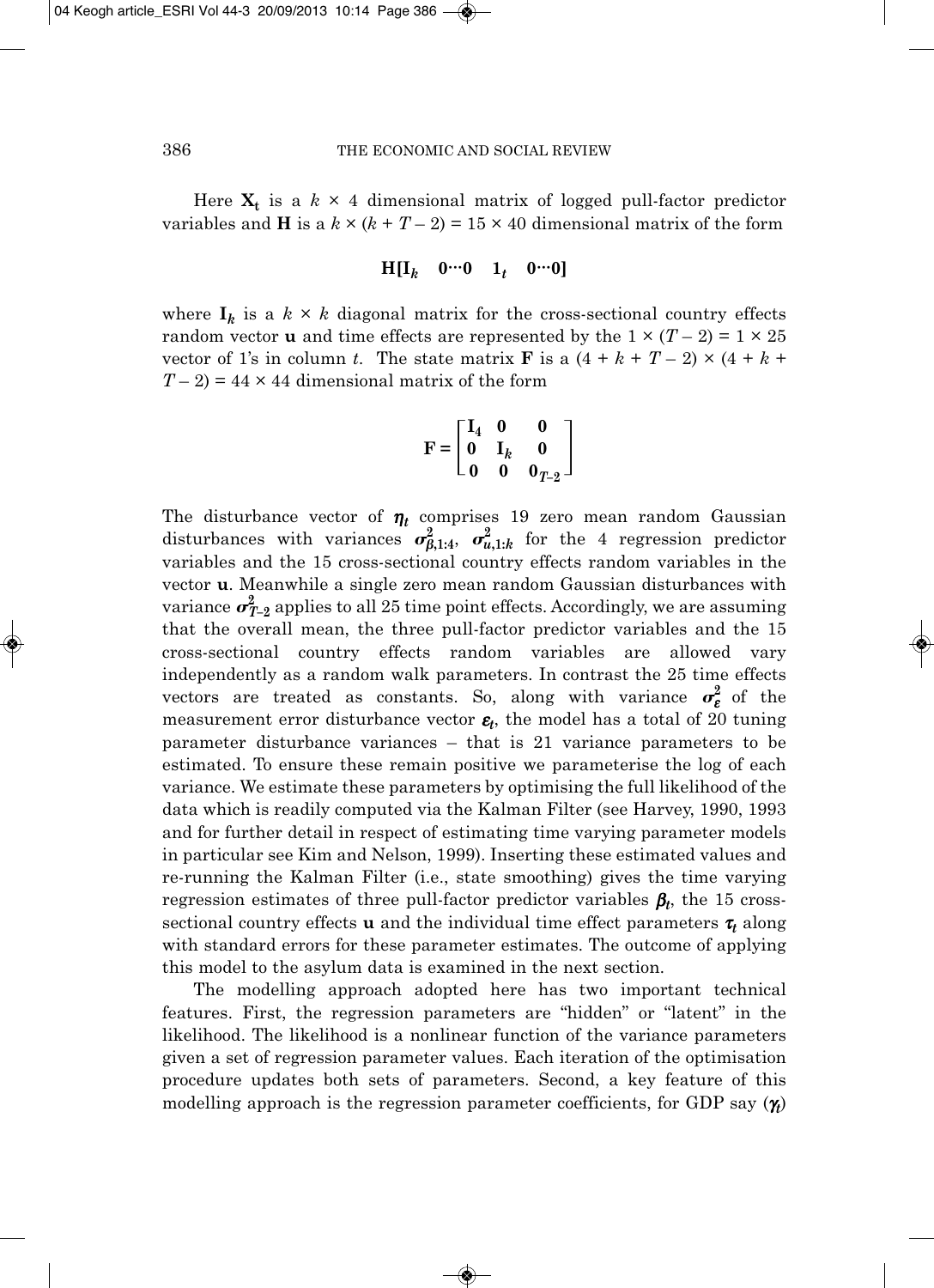Here $\mathbf{X_t}$ is a $k \times 4$ dimensional matrix of logged pull-factor predictor variables and $\mathbf{H}$ is a $k \times (k + T - 2) = 15 \times 40$ dimensional matrix of the form

$$\mathbf{H[I}_k \quad \mathbf{0 \cdots 0} \quad \mathbf{1}_t \quad \mathbf{0 \cdots 0]}$$

where $\mathbf{I}_k$ is a $k \times k$ diagonal matrix for the cross-sectional country effects random vector $\mathbf{u}$ and time effects are represented by the $1 \times (T - 2) = 1 \times 25$ vector of 1's in column $t$. The state matrix $\mathbf{F}$ is a $(4 + k + T - 2) \times (4 + k + T - 2) = 44 \times 44$ dimensional matrix of the form

$$\mathbf{F} = \begin{bmatrix} \mathbf{I}_4 & \mathbf{0} & \mathbf{0} \\ \mathbf{0} & \mathbf{I}_k & \mathbf{0} \\ \mathbf{0} & \mathbf{0} & \mathbf{0}_{T-2} \end{bmatrix}$$

The disturbance vector of $\boldsymbol{\eta}_t$ comprises 19 zero mean random Gaussian disturbances with variances $\boldsymbol{\sigma}^2_{\beta,1:4}$, $\boldsymbol{\sigma}^2_{u,1:k}$ for the 4 regression predictor variables and the 15 cross-sectional country effects random variables in the vector $\mathbf{u}$. Meanwhile a single zero mean random Gaussian disturbances with variance $\boldsymbol{\sigma}^2_{T-2}$ applies to all 25 time point effects. Accordingly, we are assuming that the overall mean, the three pull-factor predictor variables and the 15 cross-sectional country effects random variables are allowed vary independently as a random walk parameters. In contrast the 25 time effects vectors are treated as constants. So, along with variance $\boldsymbol{\sigma}^2_{\varepsilon}$ of the measurement error disturbance vector $\boldsymbol{\varepsilon}_t$, the model has a total of 20 tuning parameter disturbance variances – that is 21 variance parameters to be estimated. To ensure these remain positive we parameterise the log of each variance. We estimate these parameters by optimising the full likelihood of the data which is readily computed via the Kalman Filter (see Harvey, 1990, 1993 and for further detail in respect of estimating time varying parameter models in particular see Kim and Nelson, 1999). Inserting these estimated values and re-running the Kalman Filter (i.e., state smoothing) gives the time varying regression estimates of three pull-factor predictor variables $\boldsymbol{\beta}_t$, the 15 cross-sectional country effects $\mathbf{u}$ and the individual time effect parameters $\boldsymbol{\tau}_t$ along with standard errors for these parameter estimates. The outcome of applying this model to the asylum data is examined in the next section.

The modelling approach adopted here has two important technical features. First, the regression parameters are "hidden" or "latent" in the likelihood. The likelihood is a nonlinear function of the variance parameters given a set of regression parameter values. Each iteration of the optimisation procedure updates both sets of parameters. Second, a key feature of this modelling approach is the regression parameter coefficients, for GDP say ($\boldsymbol{\gamma}_t$)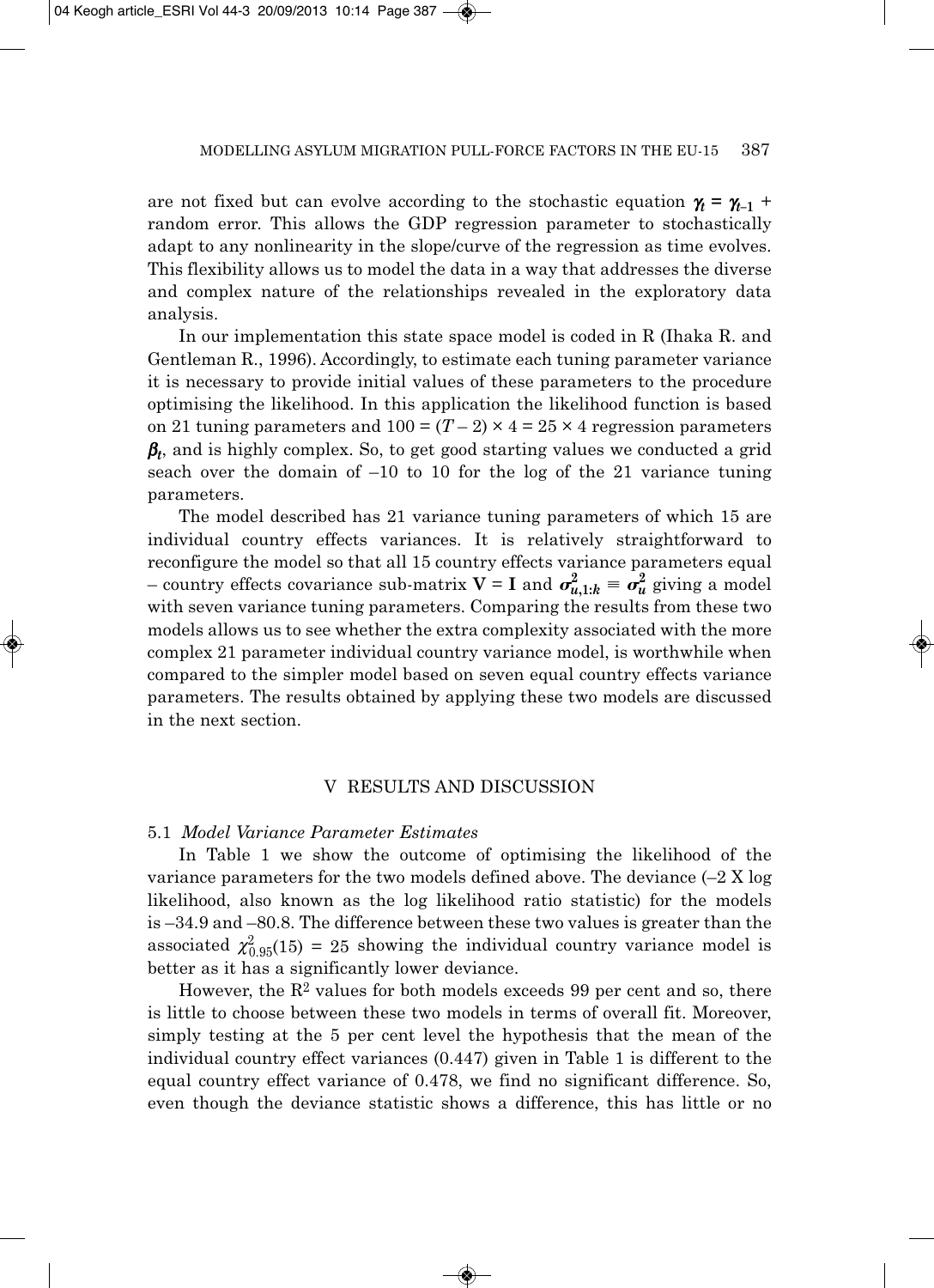are not fixed but can evolve according to the stochastic equation $\gamma_t = \gamma_{t-1}$ + random error. This allows the GDP regression parameter to stochastically adapt to any nonlinearity in the slope/curve of the regression as time evolves. This flexibility allows us to model the data in a way that addresses the diverse and complex nature of the relationships revealed in the exploratory data analysis.

In our implementation this state space model is coded in R (Ihaka R. and Gentleman R., 1996). Accordingly, to estimate each tuning parameter variance it is necessary to provide initial values of these parameters to the procedure optimising the likelihood. In this application the likelihood function is based on 21 tuning parameters and $100 = (T - 2) \times 4 = 25 \times 4$ regression parameters $\boldsymbol{\beta}_t$, and is highly complex. So, to get good starting values we conducted a grid seach over the domain of –10 to 10 for the log of the 21 variance tuning parameters.

The model described has 21 variance tuning parameters of which 15 are individual country effects variances. It is relatively straightforward to reconfigure the model so that all 15 country effects variance parameters equal – country effects covariance sub-matrix $\mathbf{V} = \mathbf{I}$ and $\sigma^2_{u,1:k} \equiv \sigma^2_u$ giving a model with seven variance tuning parameters. Comparing the results from these two models allows us to see whether the extra complexity associated with the more complex 21 parameter individual country variance model, is worthwhile when compared to the simpler model based on seven equal country effects variance parameters. The results obtained by applying these two models are discussed in the next section.

## V RESULTS AND DISCUSSION

### 5.1 *Model Variance Parameter Estimates*

In Table 1 we show the outcome of optimising the likelihood of the variance parameters for the two models defined above. The deviance (–2 X log likelihood, also known as the log likelihood ratio statistic) for the models is –34.9 and –80.8. The difference between these two values is greater than the associated $\chi^2_{0.95}(15) = 25$ showing the individual country variance model is better as it has a significantly lower deviance.

However, the $R^2$ values for both models exceeds 99 per cent and so, there is little to choose between these two models in terms of overall fit. Moreover, simply testing at the 5 per cent level the hypothesis that the mean of the individual country effect variances (0.447) given in Table 1 is different to the equal country effect variance of 0.478, we find no significant difference. So, even though the deviance statistic shows a difference, this has little or no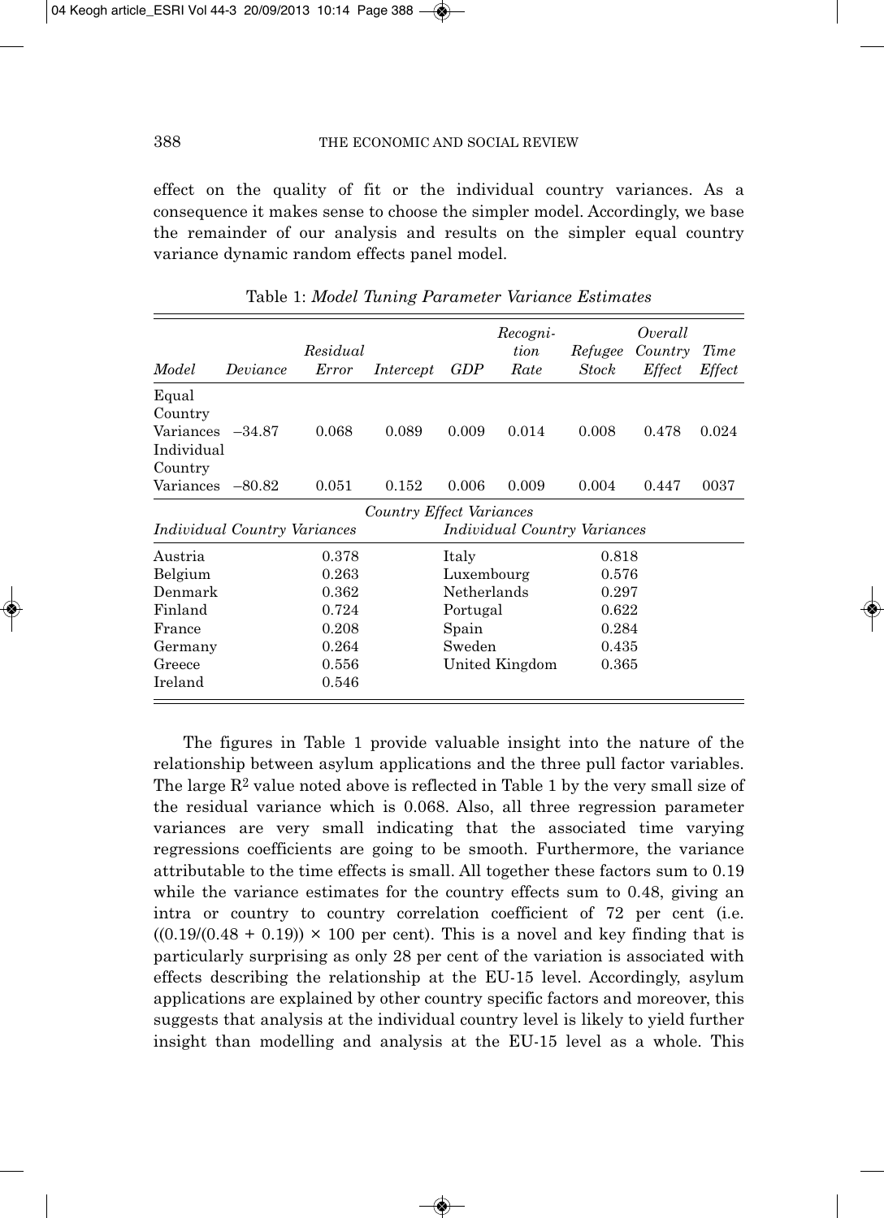effect on the quality of fit or the individual country variances. As a consequence it makes sense to choose the simpler model. Accordingly, we base the remainder of our analysis and results on the simpler equal country variance dynamic random effects panel model.

Table 1: *Model Tuning Parameter Variance Estimates*

| *Model* | *Deviance* | *Residual Error* | *Intercept* | *GDP* | *Recognition Rate* | *Refugee Stock* | *Overall Country Effect* | *Time Effect* |
|---|---|---|---|---|---|---|---|---|
| Equal Country Variances | –34.87 | 0.068 | 0.089 | 0.009 | 0.014 | 0.008 | 0.478 | 0.024 |
| Individual Country Variances | –80.82 | 0.051 | 0.152 | 0.006 | 0.009 | 0.004 | 0.447 | 0037 |

*Country Effect Variances*

| *Individual Country Variances* | | *Individual Country Variances* | |
|---|---|---|---|
| Austria | 0.378 | Italy | 0.818 |
| Belgium | 0.263 | Luxembourg | 0.576 |
| Denmark | 0.362 | Netherlands | 0.297 |
| Finland | 0.724 | Portugal | 0.622 |
| France | 0.208 | Spain | 0.284 |
| Germany | 0.264 | Sweden | 0.435 |
| Greece | 0.556 | United Kingdom | 0.365 |
| Ireland | 0.546 | | |

The figures in Table 1 provide valuable insight into the nature of the relationship between asylum applications and the three pull factor variables. The large $R^2$ value noted above is reflected in Table 1 by the very small size of the residual variance which is 0.068. Also, all three regression parameter variances are very small indicating that the associated time varying regressions coefficients are going to be smooth. Furthermore, the variance attributable to the time effects is small. All together these factors sum to 0.19 while the variance estimates for the country effects sum to 0.48, giving an intra or country to country correlation coefficient of 72 per cent (i.e. $((0.19/(0.48 + 0.19)) \times 100$ per cent). This is a novel and key finding that is particularly surprising as only 28 per cent of the variation is associated with effects describing the relationship at the EU-15 level. Accordingly, asylum applications are explained by other country specific factors and moreover, this suggests that analysis at the individual country level is likely to yield further insight than modelling and analysis at the EU-15 level as a whole. This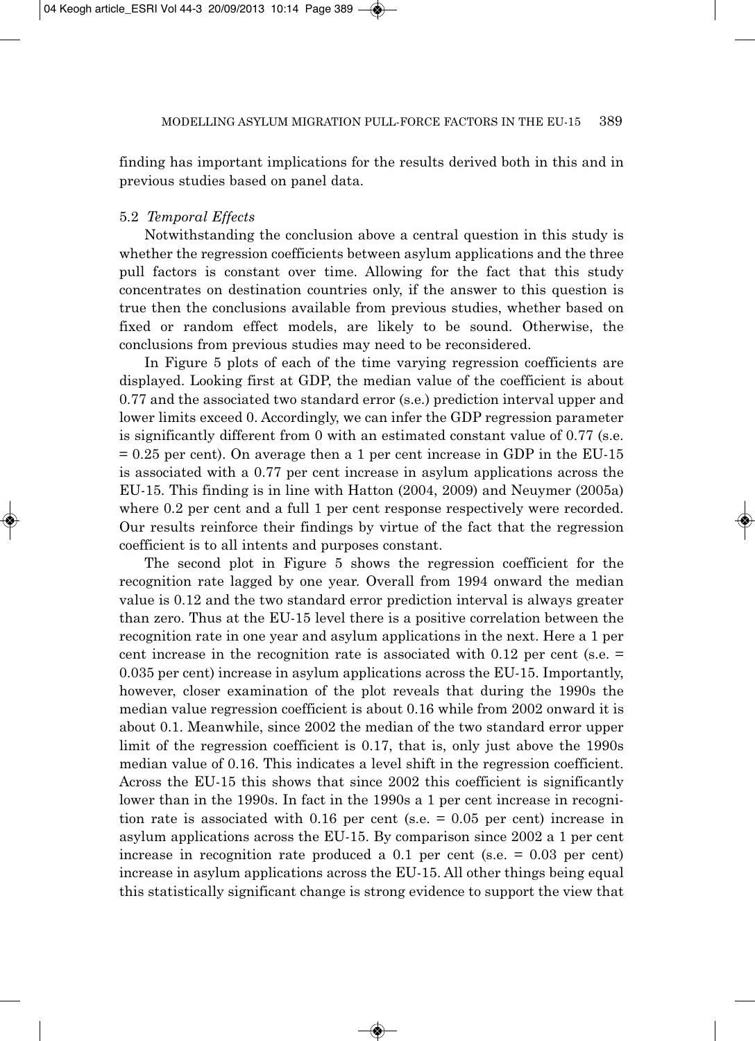finding has important implications for the results derived both in this and in previous studies based on panel data.

### 5.2 *Temporal Effects*

Notwithstanding the conclusion above a central question in this study is whether the regression coefficients between asylum applications and the three pull factors is constant over time. Allowing for the fact that this study concentrates on destination countries only, if the answer to this question is true then the conclusions available from previous studies, whether based on fixed or random effect models, are likely to be sound. Otherwise, the conclusions from previous studies may need to be reconsidered.

In Figure 5 plots of each of the time varying regression coefficients are displayed. Looking first at GDP, the median value of the coefficient is about 0.77 and the associated two standard error (s.e.) prediction interval upper and lower limits exceed 0. Accordingly, we can infer the GDP regression parameter is significantly different from 0 with an estimated constant value of 0.77 (s.e. = 0.25 per cent). On average then a 1 per cent increase in GDP in the EU-15 is associated with a 0.77 per cent increase in asylum applications across the EU-15. This finding is in line with Hatton (2004, 2009) and Neuymer (2005a) where 0.2 per cent and a full 1 per cent response respectively were recorded. Our results reinforce their findings by virtue of the fact that the regression coefficient is to all intents and purposes constant.

The second plot in Figure 5 shows the regression coefficient for the recognition rate lagged by one year. Overall from 1994 onward the median value is 0.12 and the two standard error prediction interval is always greater than zero. Thus at the EU-15 level there is a positive correlation between the recognition rate in one year and asylum applications in the next. Here a 1 per cent increase in the recognition rate is associated with 0.12 per cent (s.e. = 0.035 per cent) increase in asylum applications across the EU-15. Importantly, however, closer examination of the plot reveals that during the 1990s the median value regression coefficient is about 0.16 while from 2002 onward it is about 0.1. Meanwhile, since 2002 the median of the two standard error upper limit of the regression coefficient is 0.17, that is, only just above the 1990s median value of 0.16. This indicates a level shift in the regression coefficient. Across the EU-15 this shows that since 2002 this coefficient is significantly lower than in the 1990s. In fact in the 1990s a 1 per cent increase in recognition rate is associated with 0.16 per cent (s.e. = 0.05 per cent) increase in asylum applications across the EU-15. By comparison since 2002 a 1 per cent increase in recognition rate produced a 0.1 per cent (s.e. = 0.03 per cent) increase in asylum applications across the EU-15. All other things being equal this statistically significant change is strong evidence to support the view that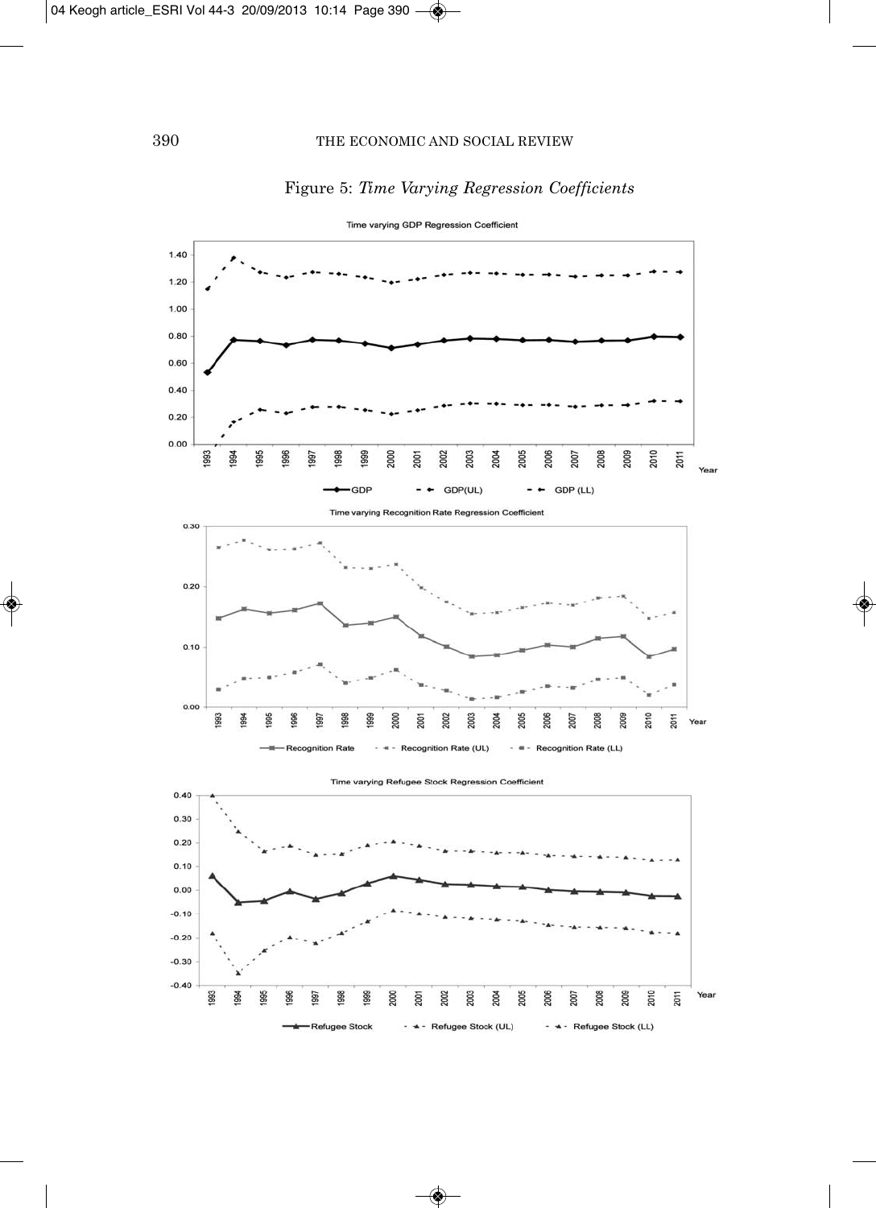Figure 5: *Time Varying Regression Coefficients*

Time varying GDP Regression Coefficient

GDP — GDP(UL) — GDP (LL)

Time varying Recognition Rate Regression Coefficient

Recognition Rate — Recognition Rate (UL) — Recognition Rate (LL)

Time varying Refugee Stock Regression Coefficient

Refugee Stock — Refugee Stock (UL) — Refugee Stock (LL)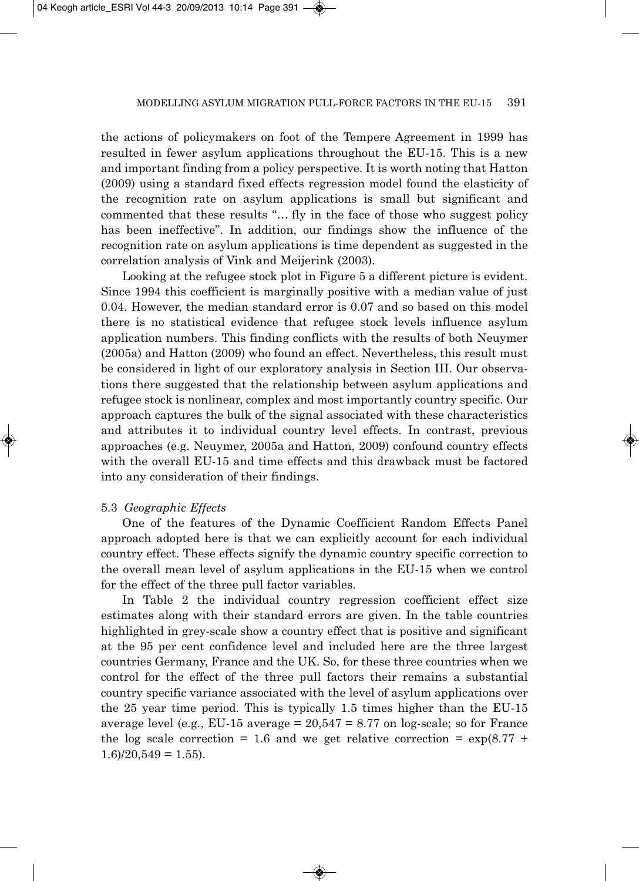the actions of policymakers on foot of the Tempere Agreement in 1999 has resulted in fewer asylum applications throughout the EU-15. This is a new and important finding from a policy perspective. It is worth noting that Hatton (2009) using a standard fixed effects regression model found the elasticity of the recognition rate on asylum applications is small but significant and commented that these results "… fly in the face of those who suggest policy has been ineffective". In addition, our findings show the influence of the recognition rate on asylum applications is time dependent as suggested in the correlation analysis of Vink and Meijerink (2003).

Looking at the refugee stock plot in Figure 5 a different picture is evident. Since 1994 this coefficient is marginally positive with a median value of just 0.04. However, the median standard error is 0.07 and so based on this model there is no statistical evidence that refugee stock levels influence asylum application numbers. This finding conflicts with the results of both Neuymer (2005a) and Hatton (2009) who found an effect. Nevertheless, this result must be considered in light of our exploratory analysis in Section III. Our observations there suggested that the relationship between asylum applications and refugee stock is nonlinear, complex and most importantly country specific. Our approach captures the bulk of the signal associated with these characteristics and attributes it to individual country level effects. In contrast, previous approaches (e.g. Neuymer, 2005a and Hatton, 2009) confound country effects with the overall EU-15 and time effects and this drawback must be factored into any consideration of their findings.

### 5.3 *Geographic Effects*

One of the features of the Dynamic Coefficient Random Effects Panel approach adopted here is that we can explicitly account for each individual country effect. These effects signify the dynamic country specific correction to the overall mean level of asylum applications in the EU-15 when we control for the effect of the three pull factor variables.

In Table 2 the individual country regression coefficient effect size estimates along with their standard errors are given. In the table countries highlighted in grey-scale show a country effect that is positive and significant at the 95 per cent confidence level and included here are the three largest countries Germany, France and the UK. So, for these three countries when we control for the effect of the three pull factors their remains a substantial country specific variance associated with the level of asylum applications over the 25 year time period. This is typically 1.5 times higher than the EU-15 average level (e.g., EU-15 average = 20,547 = 8.77 on log-scale; so for France the log scale correction = 1.6 and we get relative correction = exp(8.77 + 1.6)/20,549 = 1.55).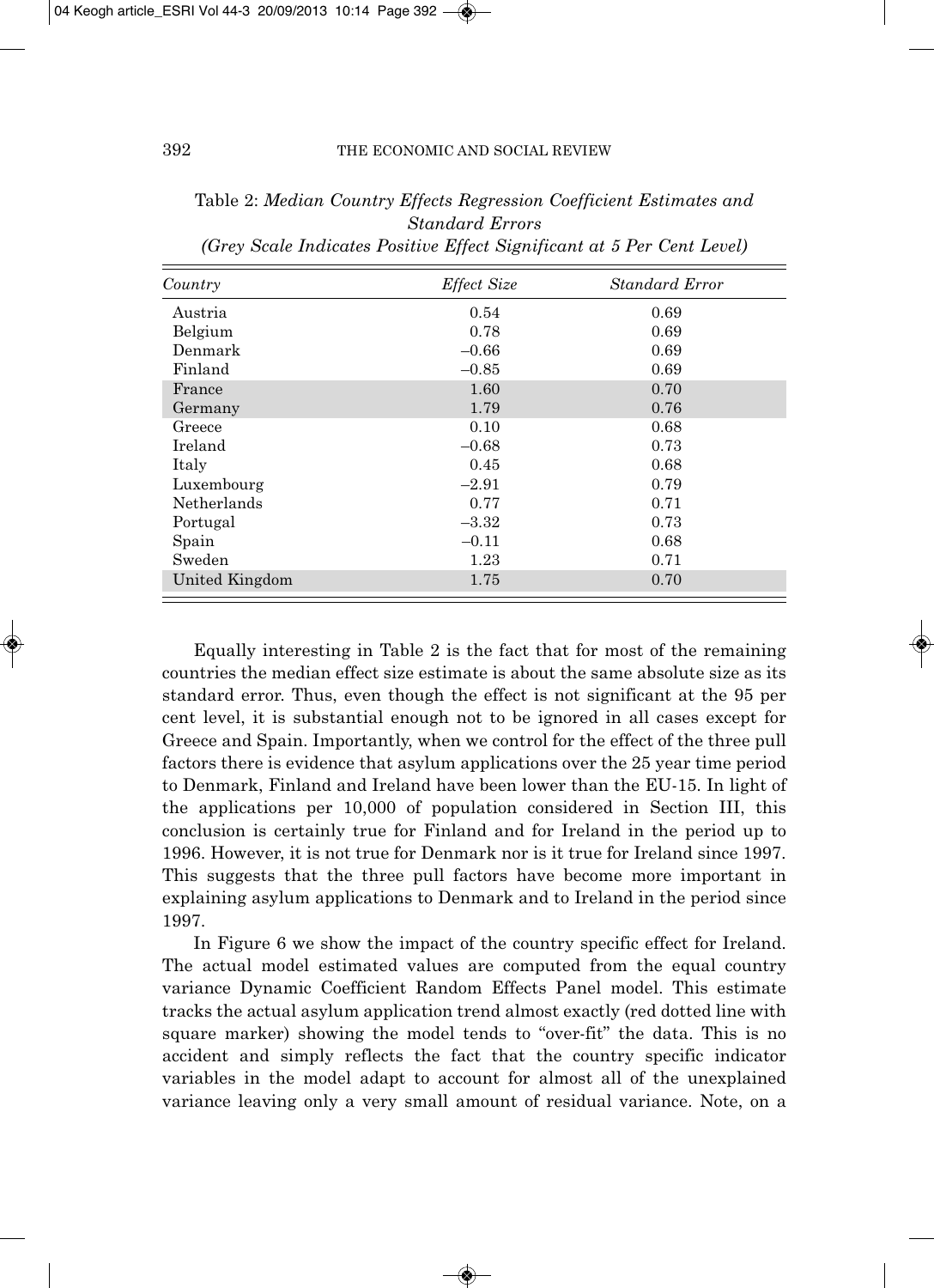Table 2: *Median Country Effects Regression Coefficient Estimates and Standard Errors (Grey Scale Indicates Positive Effect Significant at 5 Per Cent Level)*

| *Country* | *Effect Size* | *Standard Error* |
|---|---|---|
| Austria | 0.54 | 0.69 |
| Belgium | 0.78 | 0.69 |
| Denmark | –0.66 | 0.69 |
| Finland | –0.85 | 0.69 |
| France | 1.60 | 0.70 |
| Germany | 1.79 | 0.76 |
| Greece | 0.10 | 0.68 |
| Ireland | –0.68 | 0.73 |
| Italy | 0.45 | 0.68 |
| Luxembourg | –2.91 | 0.79 |
| Netherlands | 0.77 | 0.71 |
| Portugal | –3.32 | 0.73 |
| Spain | –0.11 | 0.68 |
| Sweden | 1.23 | 0.71 |
| United Kingdom | 1.75 | 0.70 |

Equally interesting in Table 2 is the fact that for most of the remaining countries the median effect size estimate is about the same absolute size as its standard error. Thus, even though the effect is not significant at the 95 per cent level, it is substantial enough not to be ignored in all cases except for Greece and Spain. Importantly, when we control for the effect of the three pull factors there is evidence that asylum applications over the 25 year time period to Denmark, Finland and Ireland have been lower than the EU-15. In light of the applications per 10,000 of population considered in Section III, this conclusion is certainly true for Finland and for Ireland in the period up to 1996. However, it is not true for Denmark nor is it true for Ireland since 1997. This suggests that the three pull factors have become more important in explaining asylum applications to Denmark and to Ireland in the period since 1997.

In Figure 6 we show the impact of the country specific effect for Ireland. The actual model estimated values are computed from the equal country variance Dynamic Coefficient Random Effects Panel model. This estimate tracks the actual asylum application trend almost exactly (red dotted line with square marker) showing the model tends to "over-fit" the data. This is no accident and simply reflects the fact that the country specific indicator variables in the model adapt to account for almost all of the unexplained variance leaving only a very small amount of residual variance. Note, on a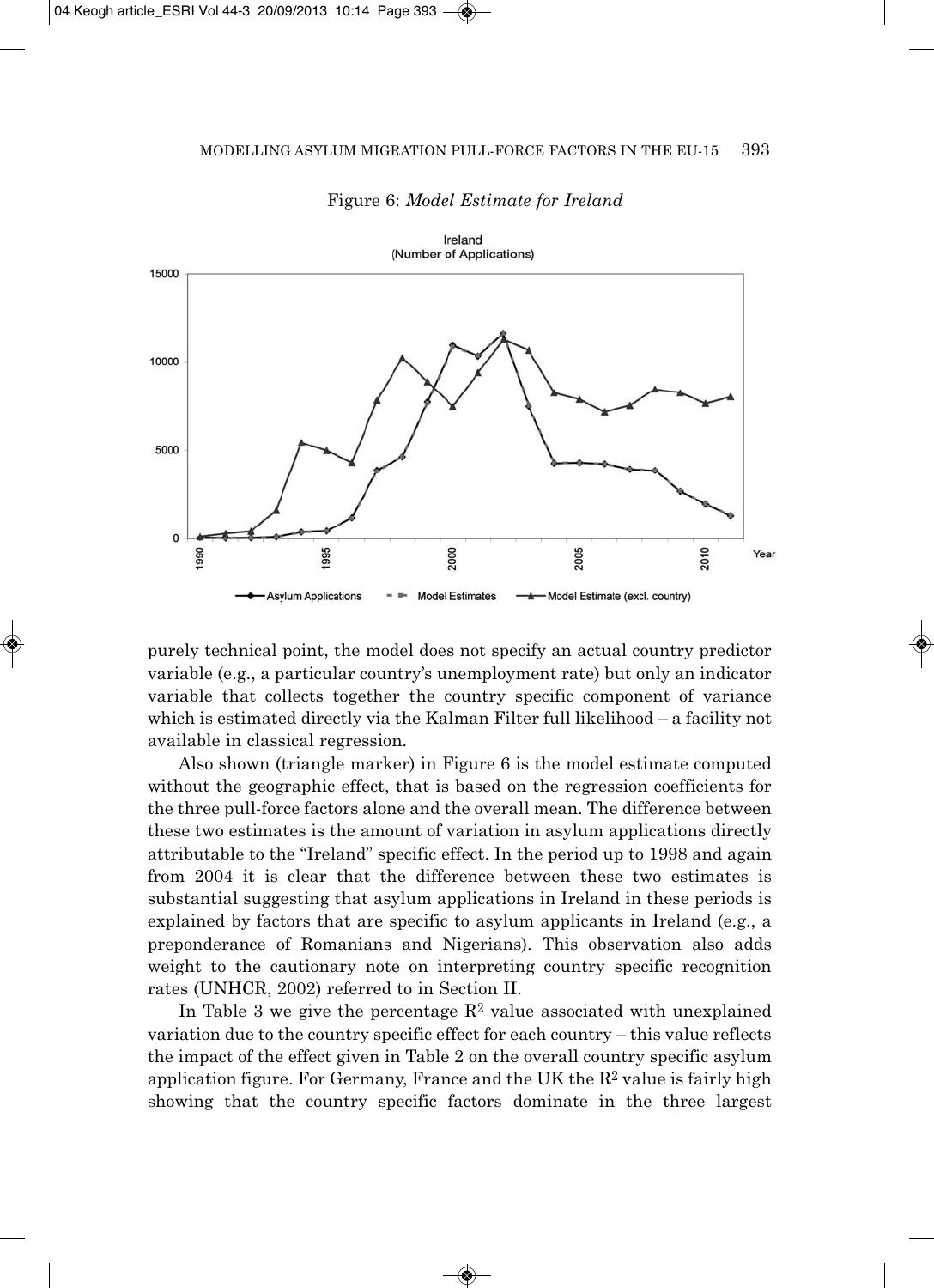Figure 6: *Model Estimate for Ireland*

purely technical point, the model does not specify an actual country predictor variable (e.g., a particular country's unemployment rate) but only an indicator variable that collects together the country specific component of variance which is estimated directly via the Kalman Filter full likelihood – a facility not available in classical regression.

Also shown (triangle marker) in Figure 6 is the model estimate computed without the geographic effect, that is based on the regression coefficients for the three pull-force factors alone and the overall mean. The difference between these two estimates is the amount of variation in asylum applications directly attributable to the "Ireland" specific effect. In the period up to 1998 and again from 2004 it is clear that the difference between these two estimates is substantial suggesting that asylum applications in Ireland in these periods is explained by factors that are specific to asylum applicants in Ireland (e.g., a preponderance of Romanians and Nigerians). This observation also adds weight to the cautionary note on interpreting country specific recognition rates (UNHCR, 2002) referred to in Section II.

In Table 3 we give the percentage $R^2$ value associated with unexplained variation due to the country specific effect for each country – this value reflects the impact of the effect given in Table 2 on the overall country specific asylum application figure. For Germany, France and the UK the $R^2$ value is fairly high showing that the country specific factors dominate in the three largest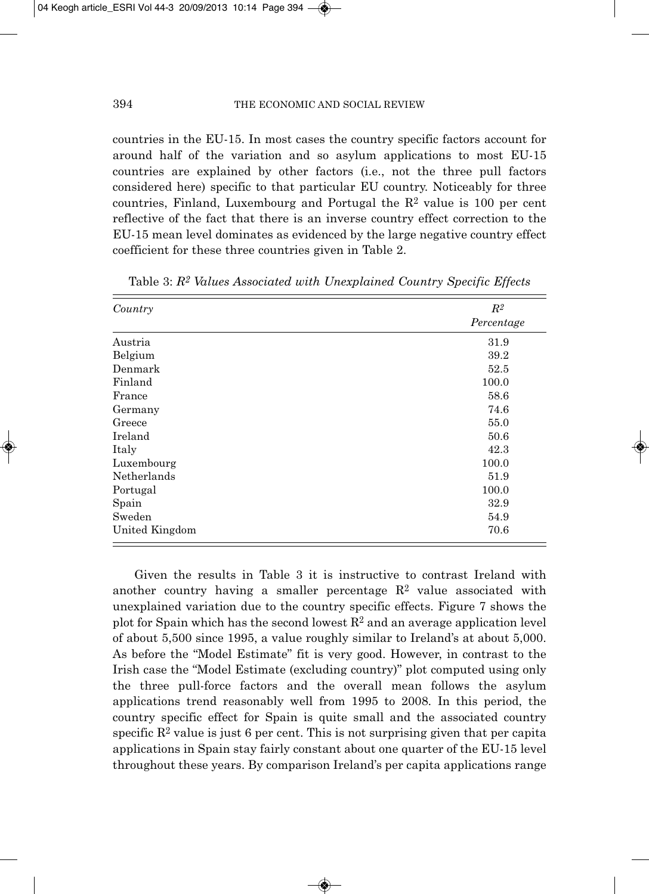countries in the EU-15. In most cases the country specific factors account for around half of the variation and so asylum applications to most EU-15 countries are explained by other factors (i.e., not the three pull factors considered here) specific to that particular EU country. Noticeably for three countries, Finland, Luxembourg and Portugal the $R^2$ value is 100 per cent reflective of the fact that there is an inverse country effect correction to the EU-15 mean level dominates as evidenced by the large negative country effect coefficient for these three countries given in Table 2.

Table 3: *$R^2$ Values Associated with Unexplained Country Specific Effects*

| *Country* | *$R^2$ Percentage* |
|---|---|
| Austria | 31.9 |
| Belgium | 39.2 |
| Denmark | 52.5 |
| Finland | 100.0 |
| France | 58.6 |
| Germany | 74.6 |
| Greece | 55.0 |
| Ireland | 50.6 |
| Italy | 42.3 |
| Luxembourg | 100.0 |
| Netherlands | 51.9 |
| Portugal | 100.0 |
| Spain | 32.9 |
| Sweden | 54.9 |
| United Kingdom | 70.6 |

Given the results in Table 3 it is instructive to contrast Ireland with another country having a smaller percentage $R^2$ value associated with unexplained variation due to the country specific effects. Figure 7 shows the plot for Spain which has the second lowest $R^2$ and an average application level of about 5,500 since 1995, a value roughly similar to Ireland's at about 5,000. As before the "Model Estimate" fit is very good. However, in contrast to the Irish case the "Model Estimate (excluding country)" plot computed using only the three pull-force factors and the overall mean follows the asylum applications trend reasonably well from 1995 to 2008. In this period, the country specific effect for Spain is quite small and the associated country specific $R^2$ value is just 6 per cent. This is not surprising given that per capita applications in Spain stay fairly constant about one quarter of the EU-15 level throughout these years. By comparison Ireland's per capita applications range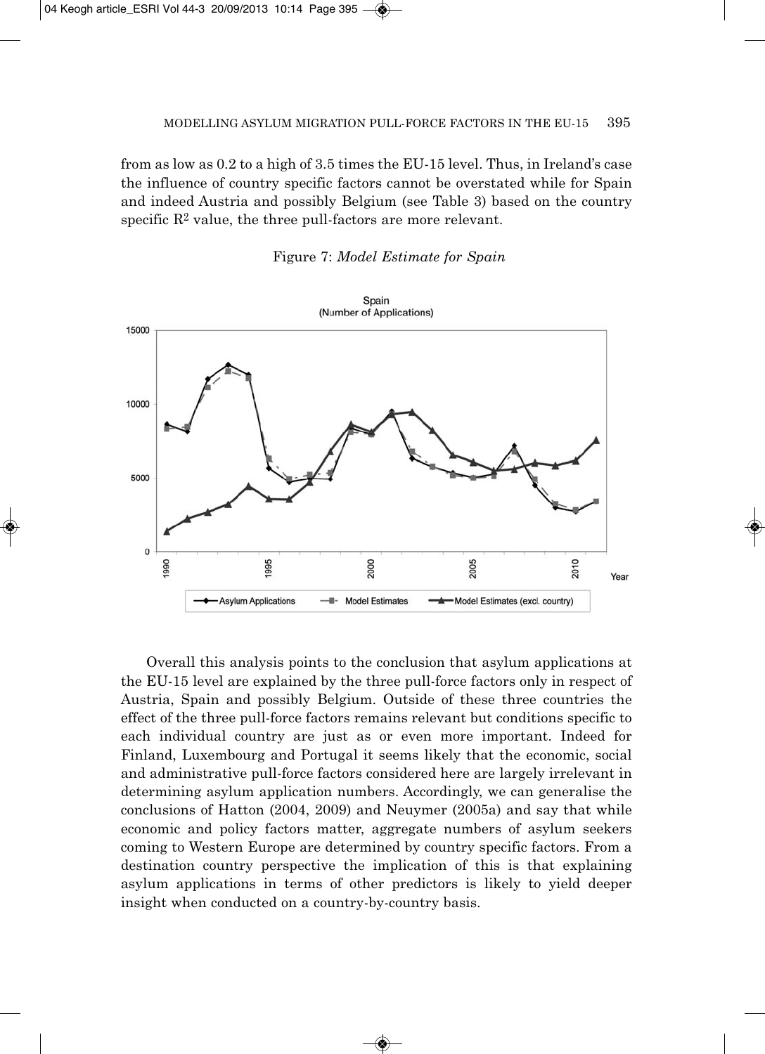from as low as 0.2 to a high of 3.5 times the EU-15 level. Thus, in Ireland's case the influence of country specific factors cannot be overstated while for Spain and indeed Austria and possibly Belgium (see Table 3) based on the country specific $R^2$ value, the three pull-factors are more relevant.

Figure 7: *Model Estimate for Spain*

Overall this analysis points to the conclusion that asylum applications at the EU-15 level are explained by the three pull-force factors only in respect of Austria, Spain and possibly Belgium. Outside of these three countries the effect of the three pull-force factors remains relevant but conditions specific to each individual country are just as or even more important. Indeed for Finland, Luxembourg and Portugal it seems likely that the economic, social and administrative pull-force factors considered here are largely irrelevant in determining asylum application numbers. Accordingly, we can generalise the conclusions of Hatton (2004, 2009) and Neuymer (2005a) and say that while economic and policy factors matter, aggregate numbers of asylum seekers coming to Western Europe are determined by country specific factors. From a destination country perspective the implication of this is that explaining asylum applications in terms of other predictors is likely to yield deeper insight when conducted on a country-by-country basis.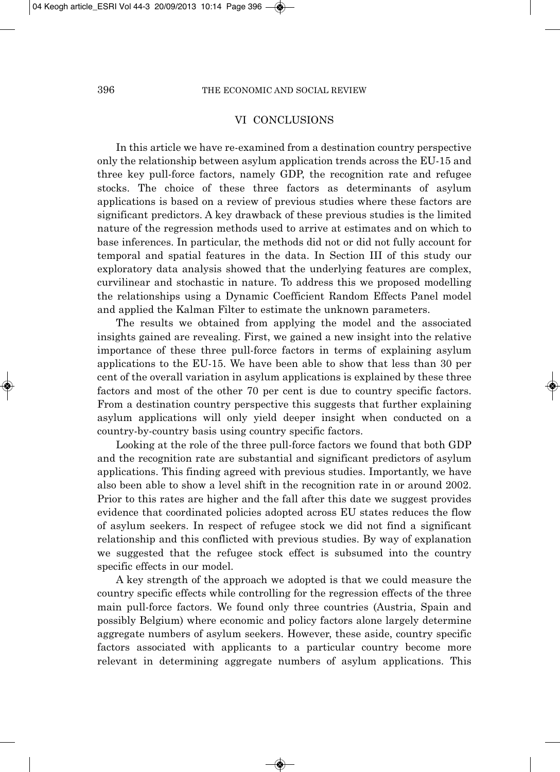## VI CONCLUSIONS

In this article we have re-examined from a destination country perspective only the relationship between asylum application trends across the EU-15 and three key pull-force factors, namely GDP, the recognition rate and refugee stocks. The choice of these three factors as determinants of asylum applications is based on a review of previous studies where these factors are significant predictors. A key drawback of these previous studies is the limited nature of the regression methods used to arrive at estimates and on which to base inferences. In particular, the methods did not or did not fully account for temporal and spatial features in the data. In Section III of this study our exploratory data analysis showed that the underlying features are complex, curvilinear and stochastic in nature. To address this we proposed modelling the relationships using a Dynamic Coefficient Random Effects Panel model and applied the Kalman Filter to estimate the unknown parameters.

The results we obtained from applying the model and the associated insights gained are revealing. First, we gained a new insight into the relative importance of these three pull-force factors in terms of explaining asylum applications to the EU-15. We have been able to show that less than 30 per cent of the overall variation in asylum applications is explained by these three factors and most of the other 70 per cent is due to country specific factors. From a destination country perspective this suggests that further explaining asylum applications will only yield deeper insight when conducted on a country-by-country basis using country specific factors.

Looking at the role of the three pull-force factors we found that both GDP and the recognition rate are substantial and significant predictors of asylum applications. This finding agreed with previous studies. Importantly, we have also been able to show a level shift in the recognition rate in or around 2002. Prior to this rates are higher and the fall after this date we suggest provides evidence that coordinated policies adopted across EU states reduces the flow of asylum seekers. In respect of refugee stock we did not find a significant relationship and this conflicted with previous studies. By way of explanation we suggested that the refugee stock effect is subsumed into the country specific effects in our model.

A key strength of the approach we adopted is that we could measure the country specific effects while controlling for the regression effects of the three main pull-force factors. We found only three countries (Austria, Spain and possibly Belgium) where economic and policy factors alone largely determine aggregate numbers of asylum seekers. However, these aside, country specific factors associated with applicants to a particular country become more relevant in determining aggregate numbers of asylum applications. This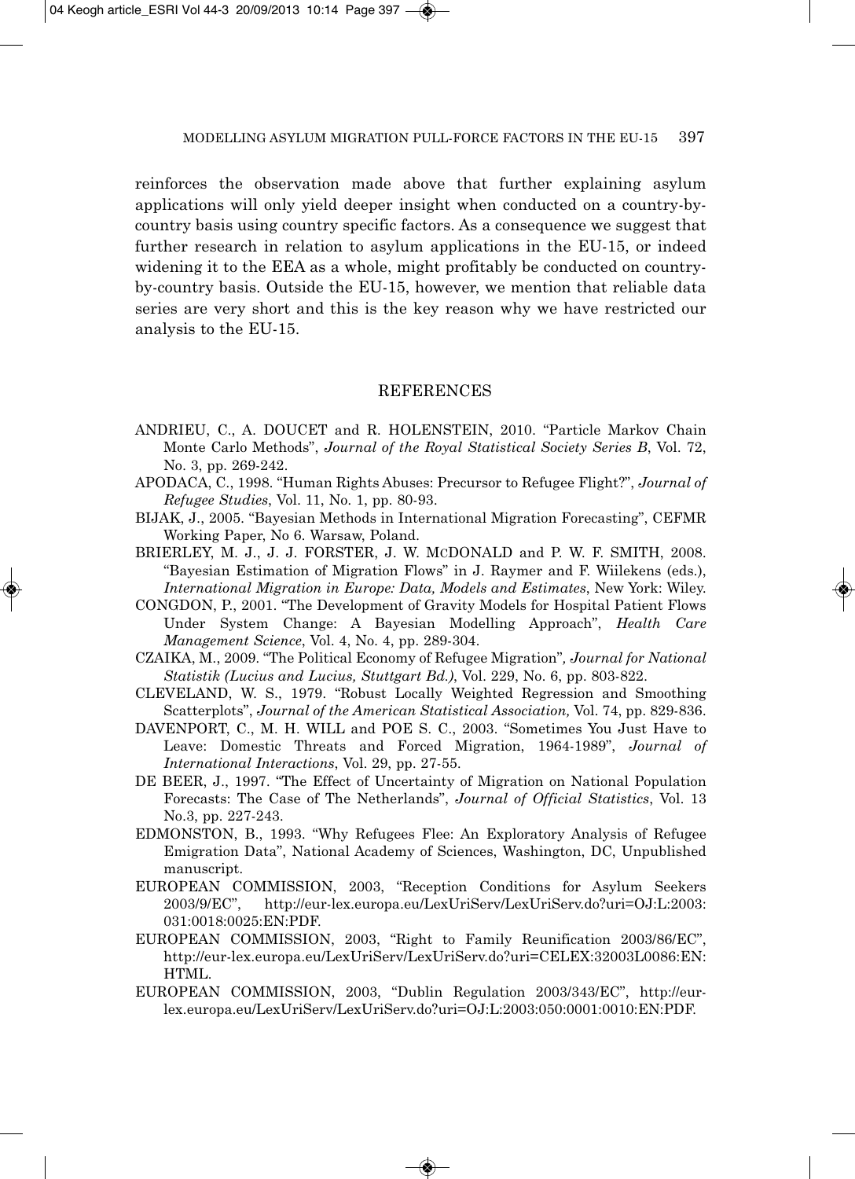reinforces the observation made above that further explaining asylum applications will only yield deeper insight when conducted on a country-by-country basis using country specific factors. As a consequence we suggest that further research in relation to asylum applications in the EU-15, or indeed widening it to the EEA as a whole, might profitably be conducted on country-by-country basis. Outside the EU-15, however, we mention that reliable data series are very short and this is the key reason why we have restricted our analysis to the EU-15.

## REFERENCES

ANDRIEU, C., A. DOUCET and R. HOLENSTEIN, 2010. "Particle Markov Chain Monte Carlo Methods", *Journal of the Royal Statistical Society Series B*, Vol. 72, No. 3, pp. 269-242.

APODACA, C., 1998. "Human Rights Abuses: Precursor to Refugee Flight?", *Journal of Refugee Studies*, Vol. 11, No. 1, pp. 80-93.

BIJAK, J., 2005. "Bayesian Methods in International Migration Forecasting", CEFMR Working Paper, No 6. Warsaw, Poland.

BRIERLEY, M. J., J. J. FORSTER, J. W. MCDONALD and P. W. F. SMITH, 2008. "Bayesian Estimation of Migration Flows" in J. Raymer and F. Wiilekens (eds.), *International Migration in Europe: Data, Models and Estimates*, New York: Wiley.

CONGDON, P., 2001. "The Development of Gravity Models for Hospital Patient Flows Under System Change: A Bayesian Modelling Approach", *Health Care Management Science*, Vol. 4, No. 4, pp. 289-304.

CZAIKA, M., 2009. "The Political Economy of Refugee Migration"*, Journal for National Statistik (Lucius and Lucius, Stuttgart Bd.)*, Vol. 229, No. 6, pp. 803-822.

CLEVELAND, W. S., 1979. "Robust Locally Weighted Regression and Smoothing Scatterplots", *Journal of the American Statistical Association,* Vol. 74, pp. 829-836.

DAVENPORT, C., M. H. WILL and POE S. C., 2003. "Sometimes You Just Have to Leave: Domestic Threats and Forced Migration, 1964-1989", *Journal of International Interactions*, Vol. 29, pp. 27-55.

DE BEER, J., 1997. "The Effect of Uncertainty of Migration on National Population Forecasts: The Case of The Netherlands", *Journal of Official Statistics*, Vol. 13 No.3, pp. 227-243.

EDMONSTON, B., 1993. "Why Refugees Flee: An Exploratory Analysis of Refugee Emigration Data", National Academy of Sciences, Washington, DC, Unpublished manuscript.

EUROPEAN COMMISSION, 2003, "Reception Conditions for Asylum Seekers 2003/9/EC", http://eur-lex.europa.eu/LexUriServ/LexUriServ.do?uri=OJ:L:2003:031:0018:0025:EN:PDF.

EUROPEAN COMMISSION, 2003, "Right to Family Reunification 2003/86/EC", http://eur-lex.europa.eu/LexUriServ/LexUriServ.do?uri=CELEX:32003L0086:EN:HTML.

EUROPEAN COMMISSION, 2003, "Dublin Regulation 2003/343/EC", http://eur-lex.europa.eu/LexUriServ/LexUriServ.do?uri=OJ:L:2003:050:0001:0010:EN:PDF.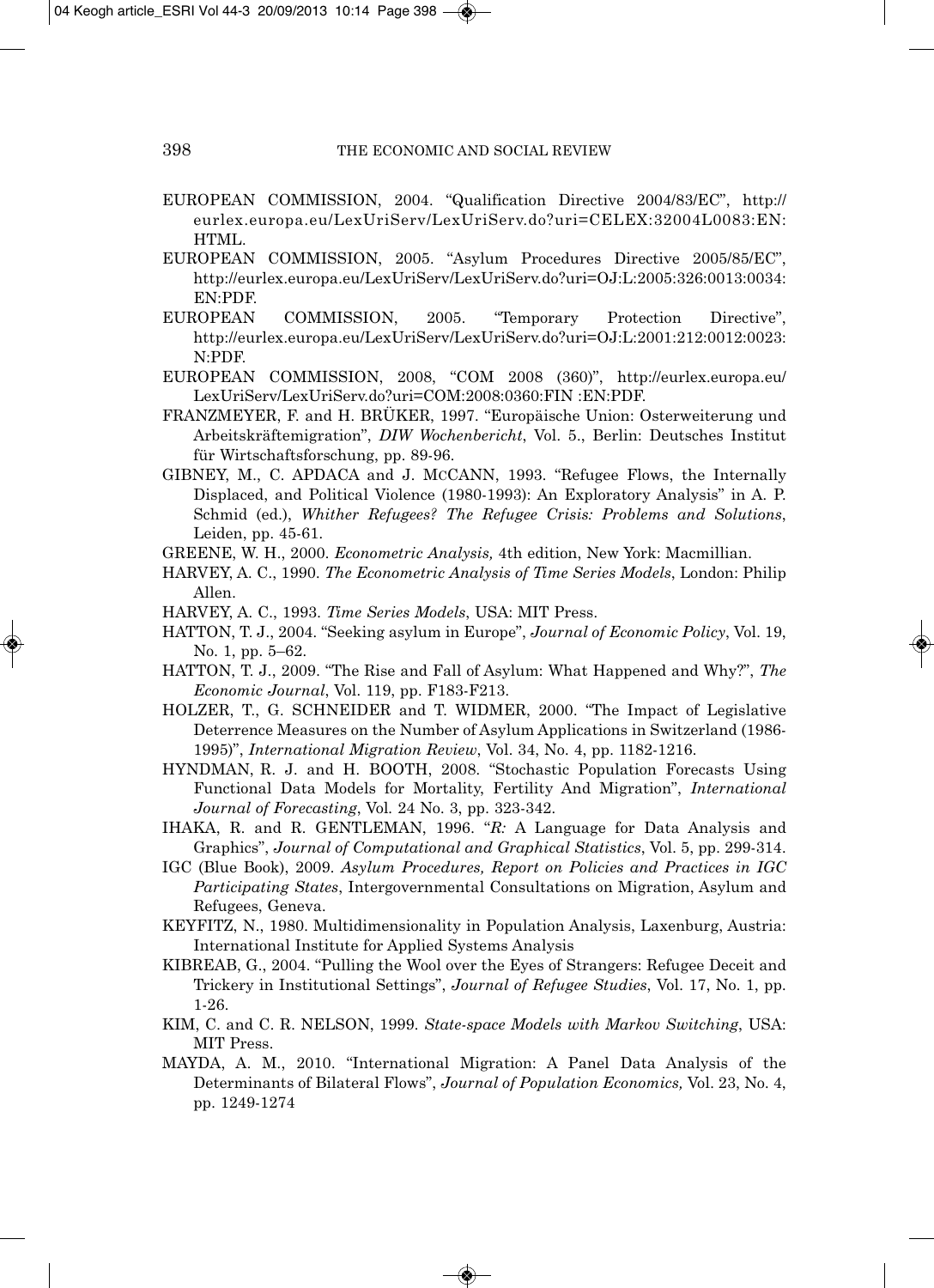EUROPEAN COMMISSION, 2004. "Qualification Directive 2004/83/EC", http://eurlex.europa.eu/LexUriServ/LexUriServ.do?uri=CELEX:32004L0083:EN:HTML.

EUROPEAN COMMISSION, 2005. "Asylum Procedures Directive 2005/85/EC", http://eurlex.europa.eu/LexUriServ/LexUriServ.do?uri=OJ:L:2005:326:0013:0034:EN:PDF.

EUROPEAN COMMISSION, 2005. "Temporary Protection Directive", http://eurlex.europa.eu/LexUriServ/LexUriServ.do?uri=OJ:L:2001:212:0012:0023:N:PDF.

EUROPEAN COMMISSION, 2008, "COM 2008 (360)", http://eurlex.europa.eu/LexUriServ/LexUriServ.do?uri=COM:2008:0360:FIN :EN:PDF.

FRANZMEYER, F. and H. BRÜKER, 1997. "Europäische Union: Osterweiterung und Arbeitskräftemigration", *DIW Wochenbericht*, Vol. 5., Berlin: Deutsches Institut für Wirtschaftsforschung, pp. 89-96.

GIBNEY, M., C. APDACA and J. MCCANN, 1993. "Refugee Flows, the Internally Displaced, and Political Violence (1980-1993): An Exploratory Analysis" in A. P. Schmid (ed.), *Whither Refugees? The Refugee Crisis: Problems and Solutions*, Leiden, pp. 45-61.

GREENE, W. H., 2000. *Econometric Analysis,* 4th edition, New York: Macmillian.

HARVEY, A. C., 1990. *The Econometric Analysis of Time Series Models*, London: Philip Allen.

HARVEY, A. C., 1993. *Time Series Models*, USA: MIT Press.

HATTON, T. J., 2004. "Seeking asylum in Europe", *Journal of Economic Policy*, Vol. 19, No. 1, pp. 5–62.

HATTON, T. J., 2009. "The Rise and Fall of Asylum: What Happened and Why?", *The Economic Journal*, Vol. 119, pp. F183-F213.

HOLZER, T., G. SCHNEIDER and T. WIDMER, 2000. "The Impact of Legislative Deterrence Measures on the Number of Asylum Applications in Switzerland (1986-1995)", *International Migration Review*, Vol. 34, No. 4, pp. 1182-1216.

HYNDMAN, R. J. and H. BOOTH, 2008. "Stochastic Population Forecasts Using Functional Data Models for Mortality, Fertility And Migration", *International Journal of Forecasting*, Vol. 24 No. 3, pp. 323-342.

IHAKA, R. and R. GENTLEMAN, 1996. "*R:* A Language for Data Analysis and Graphics", *Journal of Computational and Graphical Statistics*, Vol. 5, pp. 299-314.

IGC (Blue Book), 2009. *Asylum Procedures, Report on Policies and Practices in IGC Participating States*, Intergovernmental Consultations on Migration, Asylum and Refugees, Geneva.

KEYFITZ, N., 1980. Multidimensionality in Population Analysis, Laxenburg, Austria: International Institute for Applied Systems Analysis

KIBREAB, G., 2004. "Pulling the Wool over the Eyes of Strangers: Refugee Deceit and Trickery in Institutional Settings", *Journal of Refugee Studies*, Vol. 17, No. 1, pp. 1-26.

KIM, C. and C. R. NELSON, 1999. *State-space Models with Markov Switching*, USA: MIT Press.

MAYDA, A. M., 2010. "International Migration: A Panel Data Analysis of the Determinants of Bilateral Flows", *Journal of Population Economics,* Vol. 23, No. 4, pp. 1249-1274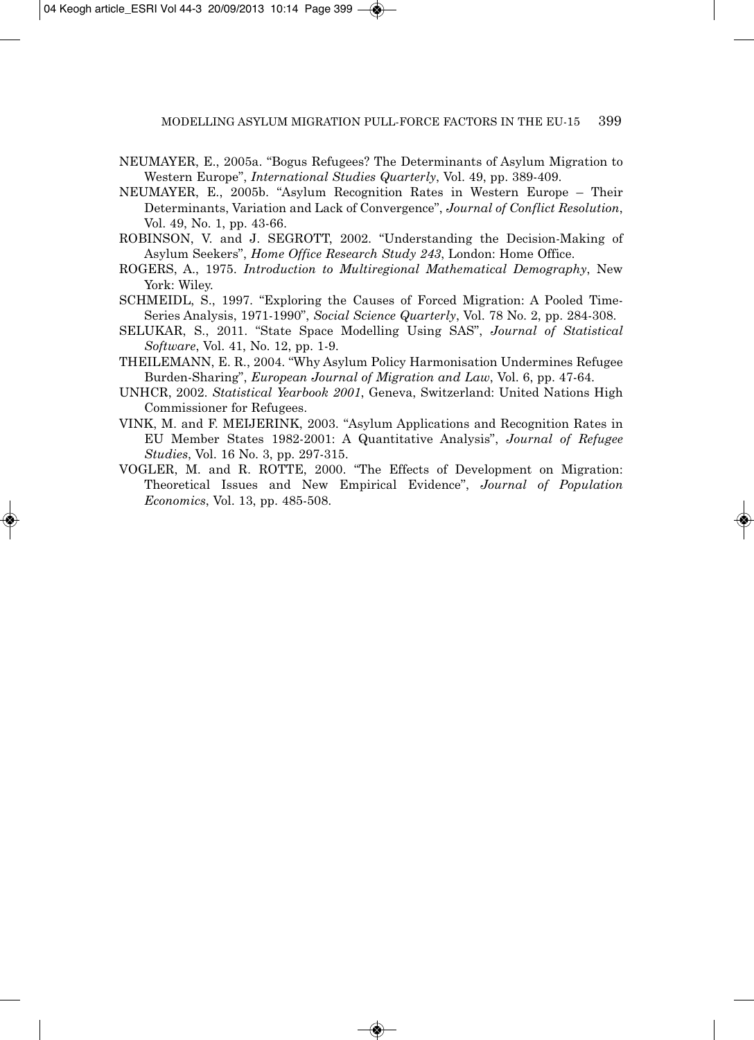NEUMAYER, E., 2005a. "Bogus Refugees? The Determinants of Asylum Migration to Western Europe", *International Studies Quarterly*, Vol. 49, pp. 389-409.

NEUMAYER, E., 2005b. "Asylum Recognition Rates in Western Europe – Their Determinants, Variation and Lack of Convergence", *Journal of Conflict Resolution*, Vol. 49, No. 1, pp. 43-66.

ROBINSON, V. and J. SEGROTT, 2002. "Understanding the Decision-Making of Asylum Seekers", *Home Office Research Study 243*, London: Home Office.

ROGERS, A., 1975. *Introduction to Multiregional Mathematical Demography*, New York: Wiley.

SCHMEIDL, S., 1997. "Exploring the Causes of Forced Migration: A Pooled Time-Series Analysis, 1971-1990", *Social Science Quarterly*, Vol. 78 No. 2, pp. 284-308.

SELUKAR, S., 2011. "State Space Modelling Using SAS", *Journal of Statistical Software*, Vol. 41, No. 12, pp. 1-9.

THEILEMANN, E. R., 2004. "Why Asylum Policy Harmonisation Undermines Refugee Burden-Sharing", *European Journal of Migration and Law*, Vol. 6, pp. 47-64.

UNHCR, 2002. *Statistical Yearbook 2001*, Geneva, Switzerland: United Nations High Commissioner for Refugees.

VINK, M. and F. MEIJERINK, 2003. "Asylum Applications and Recognition Rates in EU Member States 1982-2001: A Quantitative Analysis", *Journal of Refugee Studies*, Vol. 16 No. 3, pp. 297-315.

VOGLER, M. and R. ROTTE, 2000. "The Effects of Development on Migration: Theoretical Issues and New Empirical Evidence", *Journal of Population Economics*, Vol. 13, pp. 485-508.